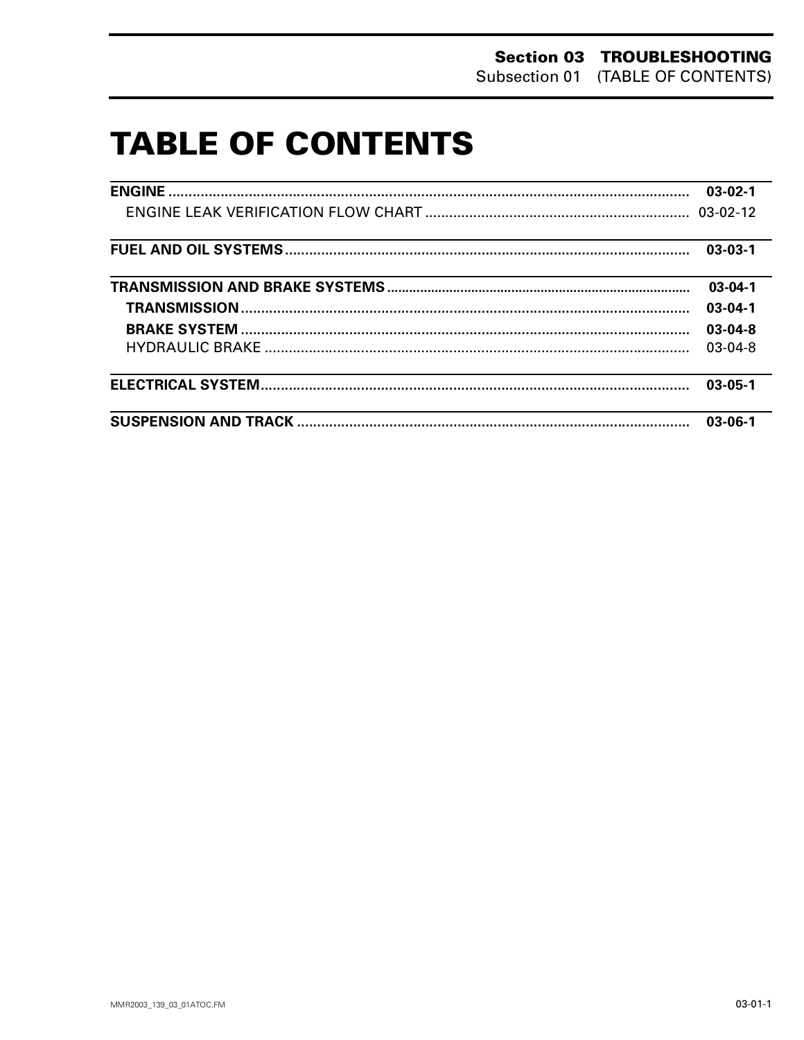# TABLE OF CONTENTS

| | |
|---|---|
| **ENGINE** | **03-02-1** |
| ENGINE LEAK VERIFICATION FLOW CHART | 03-02-12 |
| **FUEL AND OIL SYSTEMS** | **03-03-1** |
| **TRANSMISSION AND BRAKE SYSTEMS** | **03-04-1** |
| **TRANSMISSION** | **03-04-1** |
| **BRAKE SYSTEM** | **03-04-8** |
| HYDRAULIC BRAKE | 03-04-8 |
| **ELECTRICAL SYSTEM** | **03-05-1** |
| **SUSPENSION AND TRACK** | **03-06-1** |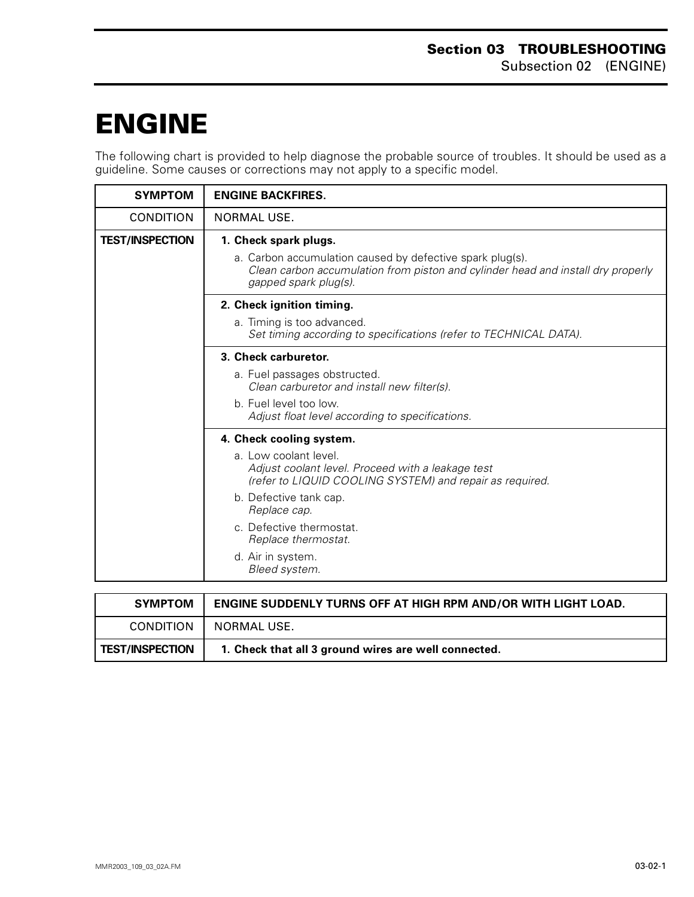# ENGINE

The following chart is provided to help diagnose the probable source of troubles. It should be used as a guideline. Some causes or corrections may not apply to a specific model.

| SYMPTOM | ENGINE BACKFIRES. |
|---|---|
| CONDITION | NORMAL USE. |
| **TEST/INSPECTION** | **1. Check spark plugs.**<br>a. Carbon accumulation caused by defective spark plug(s).<br>*Clean carbon accumulation from piston and cylinder head and install dry properly gapped spark plug(s).* |
| | **2. Check ignition timing.**<br>a. Timing is too advanced.<br>*Set timing according to specifications (refer to TECHNICAL DATA).* |
| | **3. Check carburetor.**<br>a. Fuel passages obstructed.<br>*Clean carburetor and install new filter(s).*<br>b. Fuel level too low.<br>*Adjust float level according to specifications.* |
| | **4. Check cooling system.**<br>a. Low coolant level.<br>*Adjust coolant level. Proceed with a leakage test (refer to LIQUID COOLING SYSTEM) and repair as required.*<br>b. Defective tank cap.<br>*Replace cap.*<br>c. Defective thermostat.<br>*Replace thermostat.*<br>d. Air in system.<br>*Bleed system.* |

| SYMPTOM | ENGINE SUDDENLY TURNS OFF AT HIGH RPM AND/OR WITH LIGHT LOAD. |
|---|---|
| CONDITION | NORMAL USE. |
| **TEST/INSPECTION** | **1. Check that all 3 ground wires are well connected.** |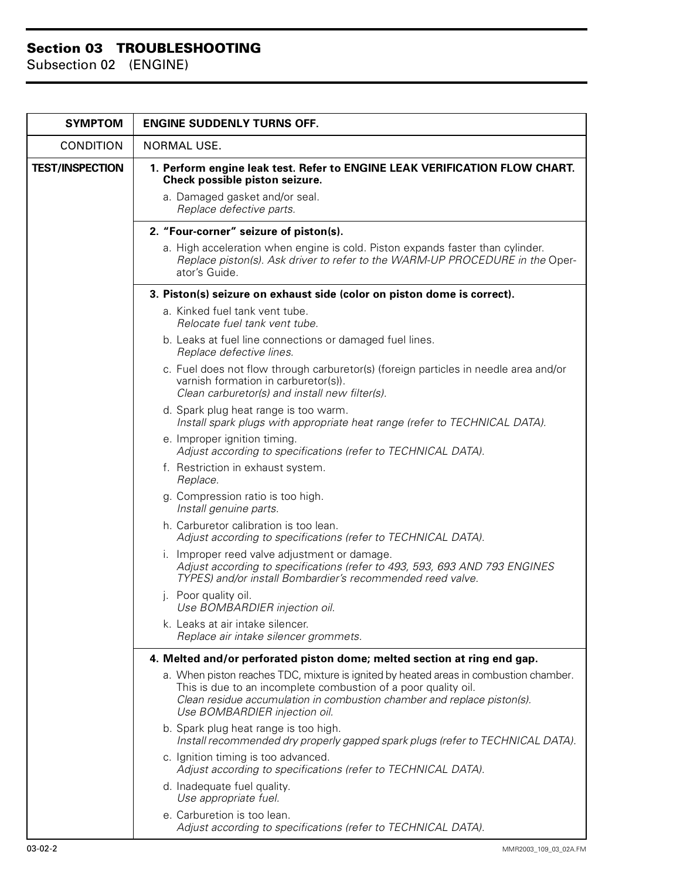| SYMPTOM | ENGINE SUDDENLY TURNS OFF. |
|---|---|
| CONDITION | NORMAL USE. |
| TEST/INSPECTION | **1. Perform engine leak test. Refer to ENGINE LEAK VERIFICATION FLOW CHART. Check possible piston seizure.**<br>a. Damaged gasket and/or seal.<br>*Replace defective parts.* |
| | **2. "Four-corner" seizure of piston(s).**<br>a. High acceleration when engine is cold. Piston expands faster than cylinder.<br>*Replace piston(s). Ask driver to refer to the WARM-UP PROCEDURE in the* Operator's Guide. |
| | **3. Piston(s) seizure on exhaust side (color on piston dome is correct).**<br>a. Kinked fuel tank vent tube.<br>*Relocate fuel tank vent tube.*<br>b. Leaks at fuel line connections or damaged fuel lines.<br>*Replace defective lines.*<br>c. Fuel does not flow through carburetor(s) (foreign particles in needle area and/or varnish formation in carburetor(s)).<br>*Clean carburetor(s) and install new filter(s).*<br>d. Spark plug heat range is too warm.<br>*Install spark plugs with appropriate heat range (refer to TECHNICAL DATA).*<br>e. Improper ignition timing.<br>*Adjust according to specifications (refer to TECHNICAL DATA).*<br>f. Restriction in exhaust system.<br>*Replace.*<br>g. Compression ratio is too high.<br>*Install genuine parts.*<br>h. Carburetor calibration is too lean.<br>*Adjust according to specifications (refer to TECHNICAL DATA).*<br>i. Improper reed valve adjustment or damage.<br>*Adjust according to specifications (refer to 493, 593, 693 AND 793 ENGINES TYPES) and/or install Bombardier's recommended reed valve.*<br>j. Poor quality oil.<br>*Use BOMBARDIER injection oil.*<br>k. Leaks at air intake silencer.<br>*Replace air intake silencer grommets.* |
| | **4. Melted and/or perforated piston dome; melted section at ring end gap.**<br>a. When piston reaches TDC, mixture is ignited by heated areas in combustion chamber. This is due to an incomplete combustion of a poor quality oil.<br>*Clean residue accumulation in combustion chamber and replace piston(s). Use BOMBARDIER injection oil.*<br>b. Spark plug heat range is too high.<br>*Install recommended dry properly gapped spark plugs (refer to TECHNICAL DATA).*<br>c. Ignition timing is too advanced.<br>*Adjust according to specifications (refer to TECHNICAL DATA).*<br>d. Inadequate fuel quality.<br>*Use appropriate fuel.*<br>e. Carburetion is too lean.<br>*Adjust according to specifications (refer to TECHNICAL DATA).* |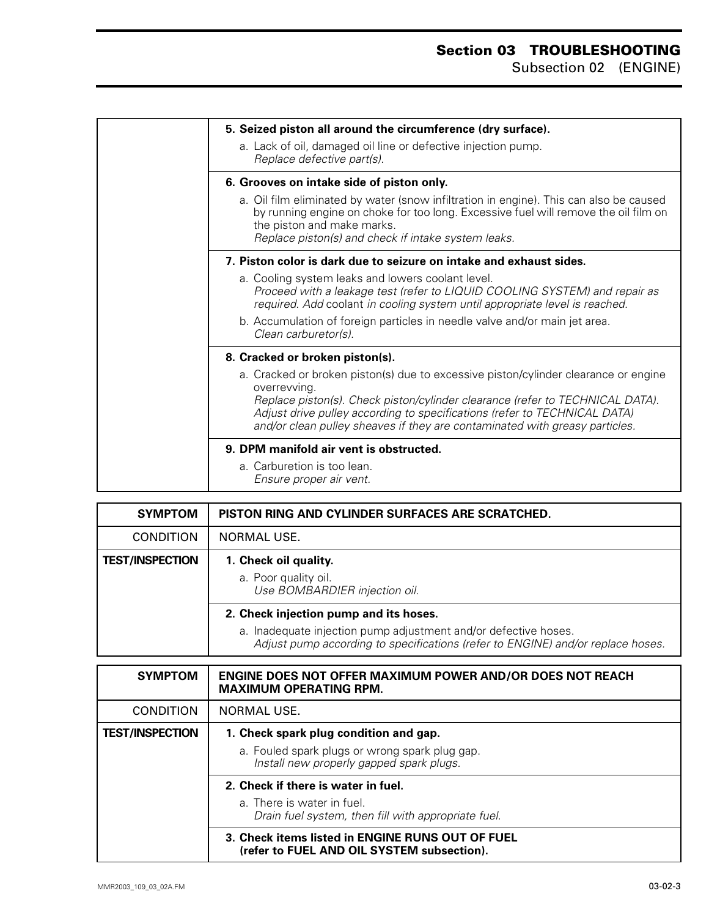| | |
|---|---|
| | **5. Seized piston all around the circumference (dry surface).**<br>a. Lack of oil, damaged oil line or defective injection pump.<br>*Replace defective part(s).* |
| | **6. Grooves on intake side of piston only.**<br>a. Oil film eliminated by water (snow infiltration in engine). This can also be caused by running engine on choke for too long. Excessive fuel will remove the oil film on the piston and make marks.<br>*Replace piston(s) and check if intake system leaks.* |
| | **7. Piston color is dark due to seizure on intake and exhaust sides.**<br>a. Cooling system leaks and lowers coolant level.<br>*Proceed with a leakage test (refer to LIQUID COOLING SYSTEM) and repair as required. Add* coolant *in cooling system until appropriate level is reached.*<br>b. Accumulation of foreign particles in needle valve and/or main jet area.<br>*Clean carburetor(s).* |
| | **8. Cracked or broken piston(s).**<br>a. Cracked or broken piston(s) due to excessive piston/cylinder clearance or engine overrevving.<br>*Replace piston(s). Check piston/cylinder clearance (refer to TECHNICAL DATA). Adjust drive pulley according to specifications (refer to TECHNICAL DATA) and/or clean pulley sheaves if they are contaminated with greasy particles.* |
| | **9. DPM manifold air vent is obstructed.**<br>a. Carburetion is too lean.<br>*Ensure proper air vent.* |

| **SYMPTOM** | **PISTON RING AND CYLINDER SURFACES ARE SCRATCHED.** |
|---|---|
| CONDITION | NORMAL USE. |
| **TEST/INSPECTION** | **1. Check oil quality.**<br>a. Poor quality oil.<br>*Use BOMBARDIER injection oil.* |
| | **2. Check injection pump and its hoses.**<br>a. Inadequate injection pump adjustment and/or defective hoses.<br>*Adjust pump according to specifications (refer to ENGINE) and/or replace hoses.* |

| **SYMPTOM** | **ENGINE DOES NOT OFFER MAXIMUM POWER AND/OR DOES NOT REACH MAXIMUM OPERATING RPM.** |
|---|---|
| CONDITION | NORMAL USE. |
| **TEST/INSPECTION** | **1. Check spark plug condition and gap.**<br>a. Fouled spark plugs or wrong spark plug gap.<br>*Install new properly gapped spark plugs.* |
| | **2. Check if there is water in fuel.**<br>a. There is water in fuel.<br>*Drain fuel system, then fill with appropriate fuel.* |
| | **3. Check items listed in ENGINE RUNS OUT OF FUEL (refer to FUEL AND OIL SYSTEM subsection).** |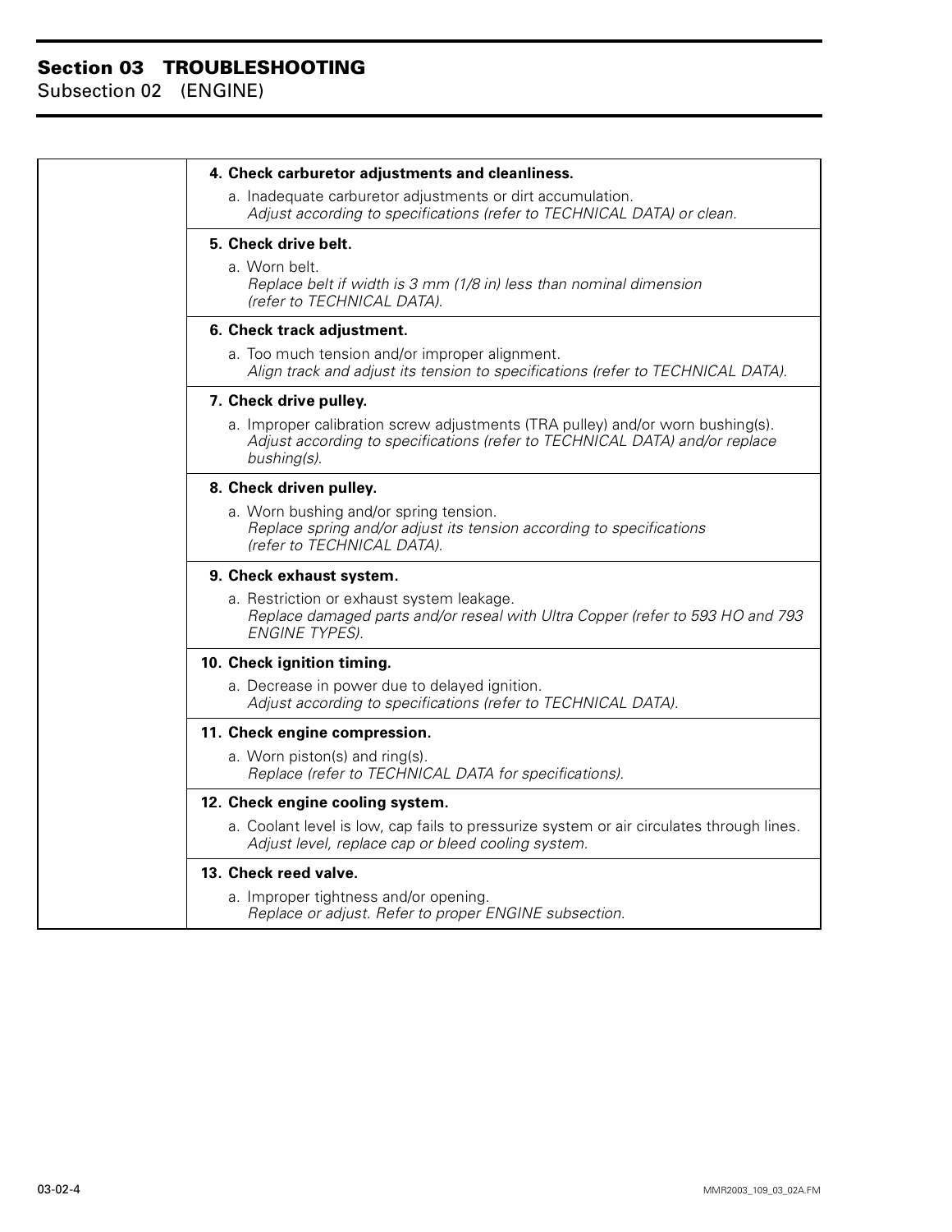| | |
|---|---|
| | **4. Check carburetor adjustments and cleanliness.**<br>a. Inadequate carburetor adjustments or dirt accumulation.<br>*Adjust according to specifications (refer to TECHNICAL DATA) or clean.* |
| | **5. Check drive belt.**<br>a. Worn belt.<br>*Replace belt if width is 3 mm (1/8 in) less than nominal dimension (refer to TECHNICAL DATA).* |
| | **6. Check track adjustment.**<br>a. Too much tension and/or improper alignment.<br>*Align track and adjust its tension to specifications (refer to TECHNICAL DATA).* |
| | **7. Check drive pulley.**<br>a. Improper calibration screw adjustments (TRA pulley) and/or worn bushing(s).<br>*Adjust according to specifications (refer to TECHNICAL DATA) and/or replace bushing(s).* |
| | **8. Check driven pulley.**<br>a. Worn bushing and/or spring tension.<br>*Replace spring and/or adjust its tension according to specifications (refer to TECHNICAL DATA).* |
| | **9. Check exhaust system.**<br>a. Restriction or exhaust system leakage.<br>*Replace damaged parts and/or reseal with Ultra Copper (refer to 593 HO and 793 ENGINE TYPES).* |
| | **10. Check ignition timing.**<br>a. Decrease in power due to delayed ignition.<br>*Adjust according to specifications (refer to TECHNICAL DATA).* |
| | **11. Check engine compression.**<br>a. Worn piston(s) and ring(s).<br>*Replace (refer to TECHNICAL DATA for specifications).* |
| | **12. Check engine cooling system.**<br>a. Coolant level is low, cap fails to pressurize system or air circulates through lines.<br>*Adjust level, replace cap or bleed cooling system.* |
| | **13. Check reed valve.**<br>a. Improper tightness and/or opening.<br>*Replace or adjust. Refer to proper ENGINE subsection.* |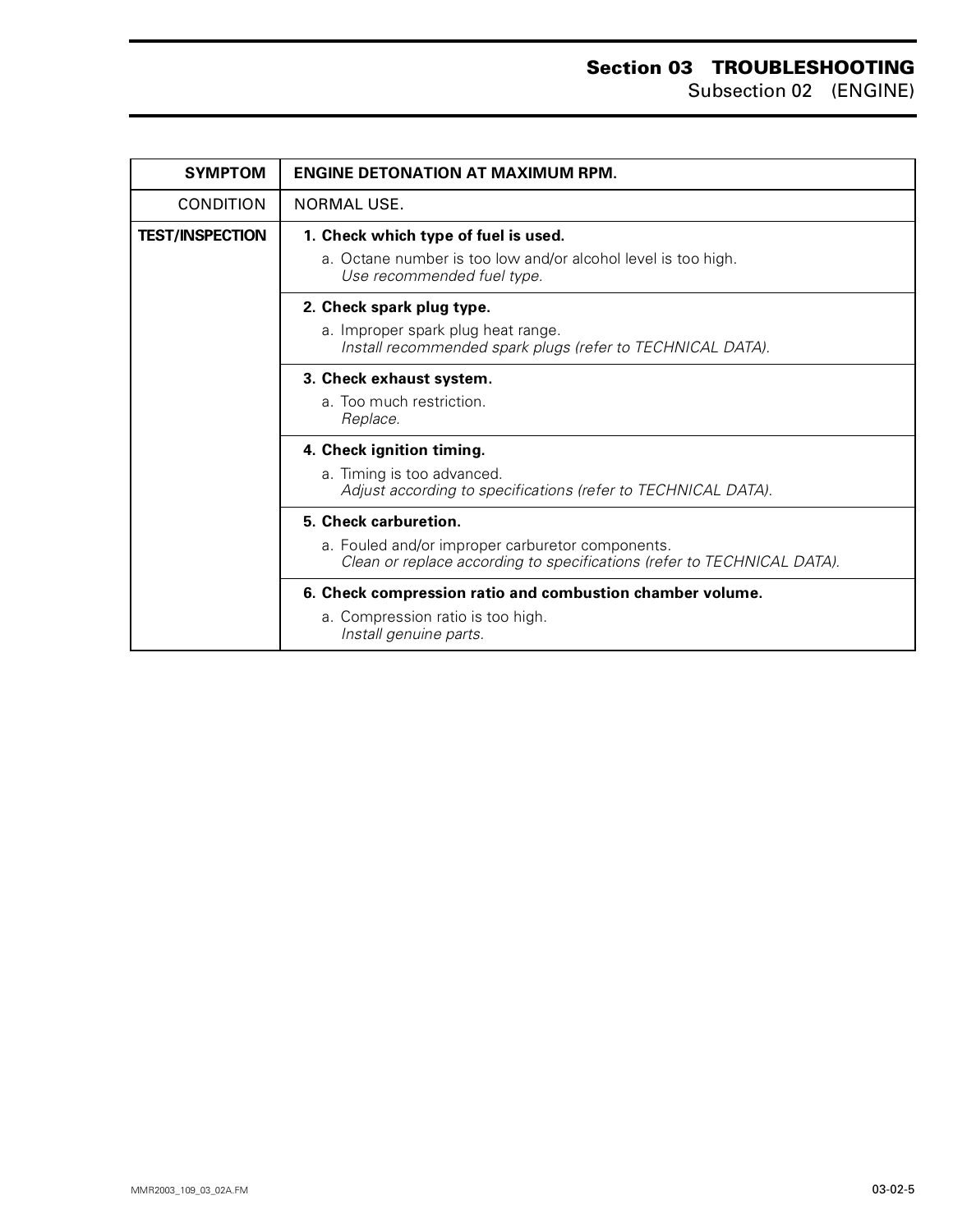| SYMPTOM | ENGINE DETONATION AT MAXIMUM RPM. |
|---|---|
| CONDITION | NORMAL USE. |
| **TEST/INSPECTION** | **1. Check which type of fuel is used.**<br>a. Octane number is too low and/or alcohol level is too high.<br>*Use recommended fuel type.* |
| | **2. Check spark plug type.**<br>a. Improper spark plug heat range.<br>*Install recommended spark plugs (refer to TECHNICAL DATA).* |
| | **3. Check exhaust system.**<br>a. Too much restriction.<br>*Replace.* |
| | **4. Check ignition timing.**<br>a. Timing is too advanced.<br>*Adjust according to specifications (refer to TECHNICAL DATA).* |
| | **5. Check carburetion.**<br>a. Fouled and/or improper carburetor components.<br>*Clean or replace according to specifications (refer to TECHNICAL DATA).* |
| | **6. Check compression ratio and combustion chamber volume.**<br>a. Compression ratio is too high.<br>*Install genuine parts.* |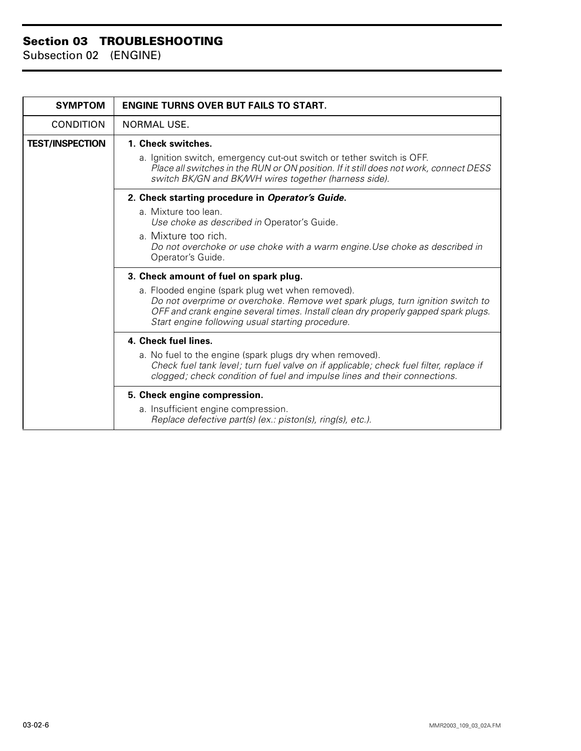| SYMPTOM | ENGINE TURNS OVER BUT FAILS TO START. |
|---|---|
| CONDITION | NORMAL USE. |
| **TEST/INSPECTION** | **1. Check switches.**<br>a. Ignition switch, emergency cut-out switch or tether switch is OFF.<br>*Place all switches in the RUN or ON position. If it still does not work, connect DESS switch BK/GN and BK/WH wires together (harness side).* |
| | **2. Check starting procedure in *Operator's Guide*.**<br>a. Mixture too lean.<br>*Use choke as described in* Operator's Guide.<br>a. Mixture too rich.<br>*Do not overchoke or use choke with a warm engine.Use choke as described in* Operator's Guide. |
| | **3. Check amount of fuel on spark plug.**<br>a. Flooded engine (spark plug wet when removed).<br>*Do not overprime or overchoke. Remove wet spark plugs, turn ignition switch to OFF and crank engine several times. Install clean dry properly gapped spark plugs. Start engine following usual starting procedure.* |
| | **4. Check fuel lines.**<br>a. No fuel to the engine (spark plugs dry when removed).<br>*Check fuel tank level; turn fuel valve on if applicable; check fuel filter, replace if clogged; check condition of fuel and impulse lines and their connections.* |
| | **5. Check engine compression.**<br>a. Insufficient engine compression.<br>*Replace defective part(s) (ex.: piston(s), ring(s), etc.).* |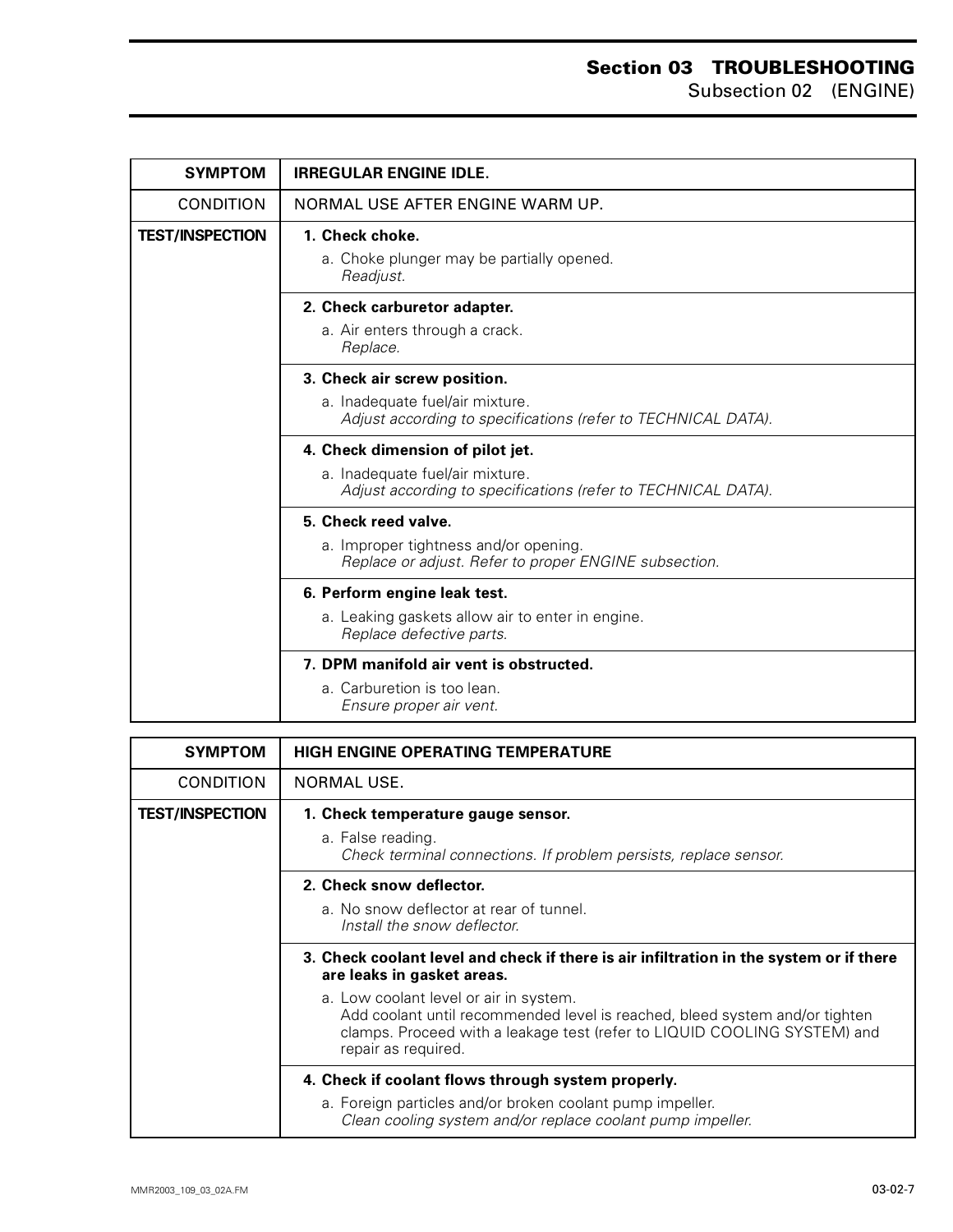| SYMPTOM | IRREGULAR ENGINE IDLE. |
|---|---|
| CONDITION | NORMAL USE AFTER ENGINE WARM UP. |
| **TEST/INSPECTION** | **1. Check choke.**<br>a. Choke plunger may be partially opened.<br>*Readjust.* |
| | **2. Check carburetor adapter.**<br>a. Air enters through a crack.<br>*Replace.* |
| | **3. Check air screw position.**<br>a. Inadequate fuel/air mixture.<br>*Adjust according to specifications (refer to TECHNICAL DATA).* |
| | **4. Check dimension of pilot jet.**<br>a. Inadequate fuel/air mixture.<br>*Adjust according to specifications (refer to TECHNICAL DATA).* |
| | **5. Check reed valve.**<br>a. Improper tightness and/or opening.<br>*Replace or adjust. Refer to proper ENGINE subsection.* |
| | **6. Perform engine leak test.**<br>a. Leaking gaskets allow air to enter in engine.<br>*Replace defective parts.* |
| | **7. DPM manifold air vent is obstructed.**<br>a. Carburetion is too lean.<br>*Ensure proper air vent.* |

| SYMPTOM | HIGH ENGINE OPERATING TEMPERATURE |
|---|---|
| CONDITION | NORMAL USE. |
| **TEST/INSPECTION** | **1. Check temperature gauge sensor.**<br>a. False reading.<br>*Check terminal connections. If problem persists, replace sensor.* |
| | **2. Check snow deflector.**<br>a. No snow deflector at rear of tunnel.<br>*Install the snow deflector.* |
| | **3. Check coolant level and check if there is air infiltration in the system or if there are leaks in gasket areas.**<br>a. Low coolant level or air in system.<br>*Add coolant until recommended level is reached, bleed system and/or tighten clamps. Proceed with a leakage test (refer to LIQUID COOLING SYSTEM) and repair as required.* |
| | **4. Check if coolant flows through system properly.**<br>a. Foreign particles and/or broken coolant pump impeller.<br>*Clean cooling system and/or replace coolant pump impeller.* |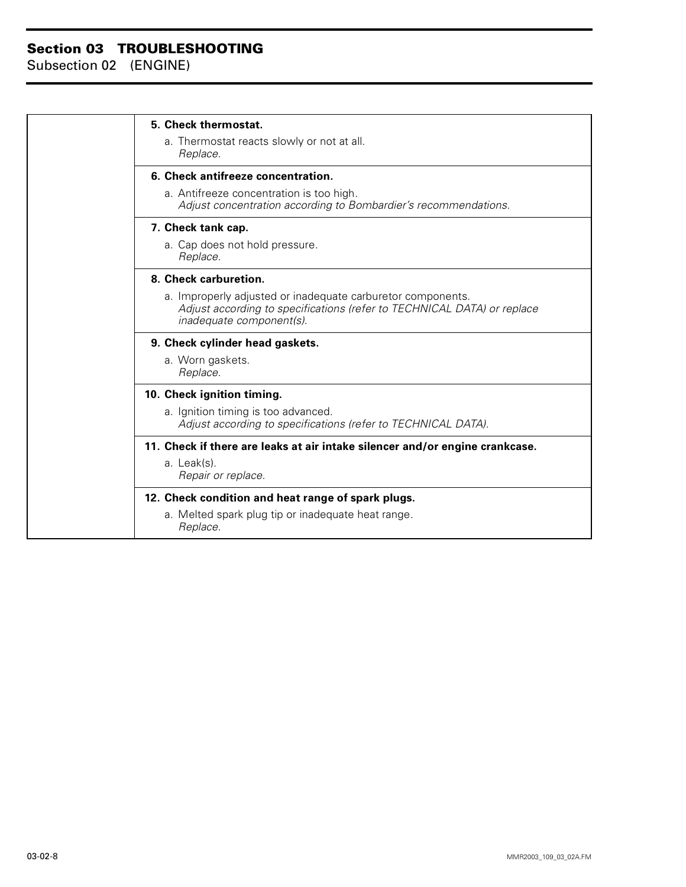| | |
|---|---|
| | **5. Check thermostat.**<br>a. Thermostat reacts slowly or not at all.<br>*Replace.* |
| | **6. Check antifreeze concentration.**<br>a. Antifreeze concentration is too high.<br>*Adjust concentration according to Bombardier's recommendations.* |
| | **7. Check tank cap.**<br>a. Cap does not hold pressure.<br>*Replace.* |
| | **8. Check carburetion.**<br>a. Improperly adjusted or inadequate carburetor components.<br>*Adjust according to specifications (refer to TECHNICAL DATA) or replace inadequate component(s).* |
| | **9. Check cylinder head gaskets.**<br>a. Worn gaskets.<br>*Replace.* |
| | **10. Check ignition timing.**<br>a. Ignition timing is too advanced.<br>*Adjust according to specifications (refer to TECHNICAL DATA).* |
| | **11. Check if there are leaks at air intake silencer and/or engine crankcase.**<br>a. Leak(s).<br>*Repair or replace.* |
| | **12. Check condition and heat range of spark plugs.**<br>a. Melted spark plug tip or inadequate heat range.<br>*Replace.* |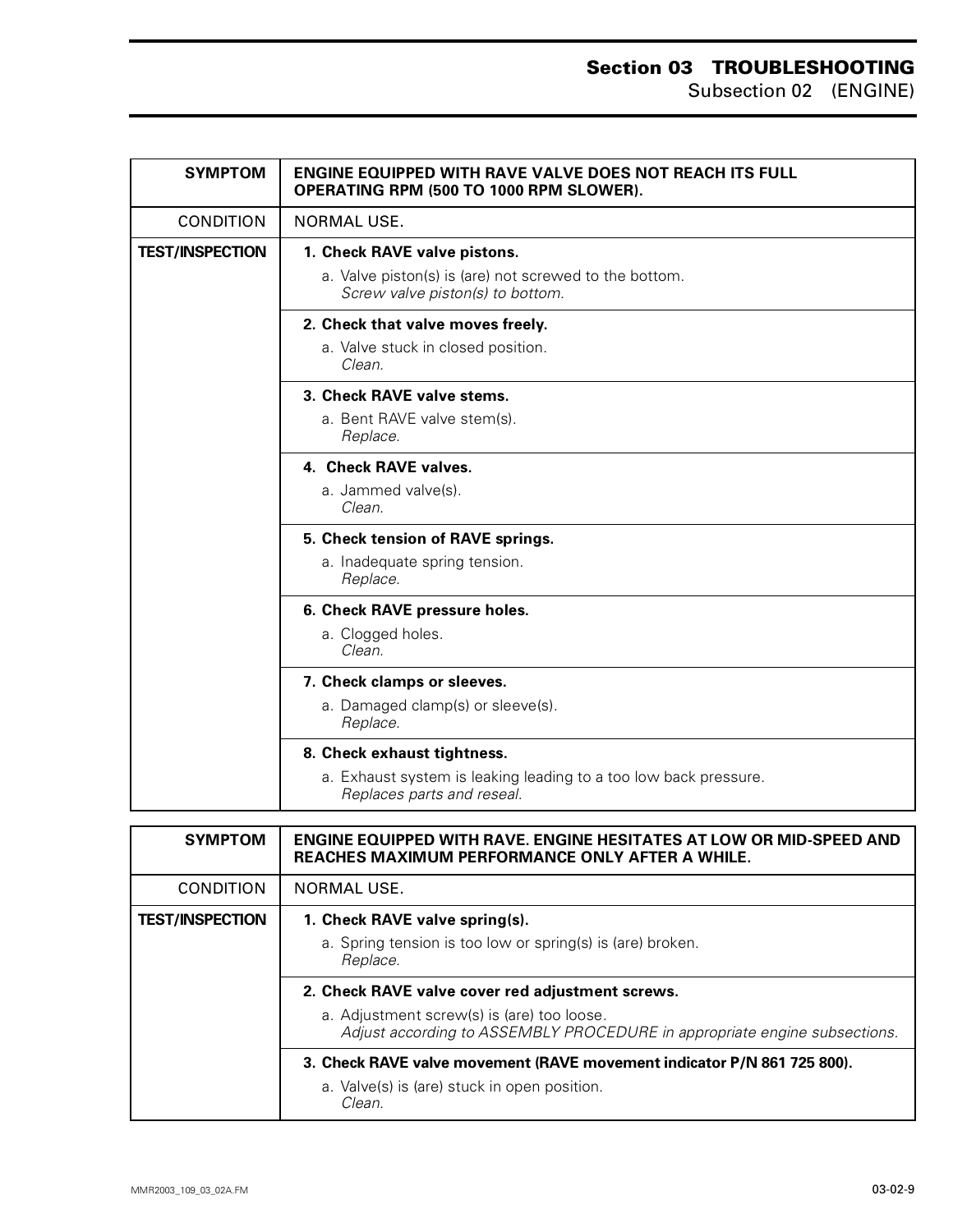| SYMPTOM | ENGINE EQUIPPED WITH RAVE VALVE DOES NOT REACH ITS FULL OPERATING RPM (500 TO 1000 RPM SLOWER). |
|---|---|
| CONDITION | NORMAL USE. |
| TEST/INSPECTION | **1. Check RAVE valve pistons.**<br>a. Valve piston(s) is (are) not screwed to the bottom.<br>*Screw valve piston(s) to bottom.* |
| | **2. Check that valve moves freely.**<br>a. Valve stuck in closed position.<br>*Clean.* |
| | **3. Check RAVE valve stems.**<br>a. Bent RAVE valve stem(s).<br>*Replace.* |
| | **4. Check RAVE valves.**<br>a. Jammed valve(s).<br>*Clean.* |
| | **5. Check tension of RAVE springs.**<br>a. Inadequate spring tension.<br>*Replace.* |
| | **6. Check RAVE pressure holes.**<br>a. Clogged holes.<br>*Clean.* |
| | **7. Check clamps or sleeves.**<br>a. Damaged clamp(s) or sleeve(s).<br>*Replace.* |
| | **8. Check exhaust tightness.**<br>a. Exhaust system is leaking leading to a too low back pressure.<br>*Replaces parts and reseal.* |

| SYMPTOM | ENGINE EQUIPPED WITH RAVE. ENGINE HESITATES AT LOW OR MID-SPEED AND REACHES MAXIMUM PERFORMANCE ONLY AFTER A WHILE. |
|---|---|
| CONDITION | NORMAL USE. |
| TEST/INSPECTION | **1. Check RAVE valve spring(s).**<br>a. Spring tension is too low or spring(s) is (are) broken.<br>*Replace.* |
| | **2. Check RAVE valve cover red adjustment screws.**<br>a. Adjustment screw(s) is (are) too loose.<br>*Adjust according to ASSEMBLY PROCEDURE in appropriate engine subsections.* |
| | **3. Check RAVE valve movement (RAVE movement indicator P/N 861 725 800).**<br>a. Valve(s) is (are) stuck in open position.<br>*Clean.* |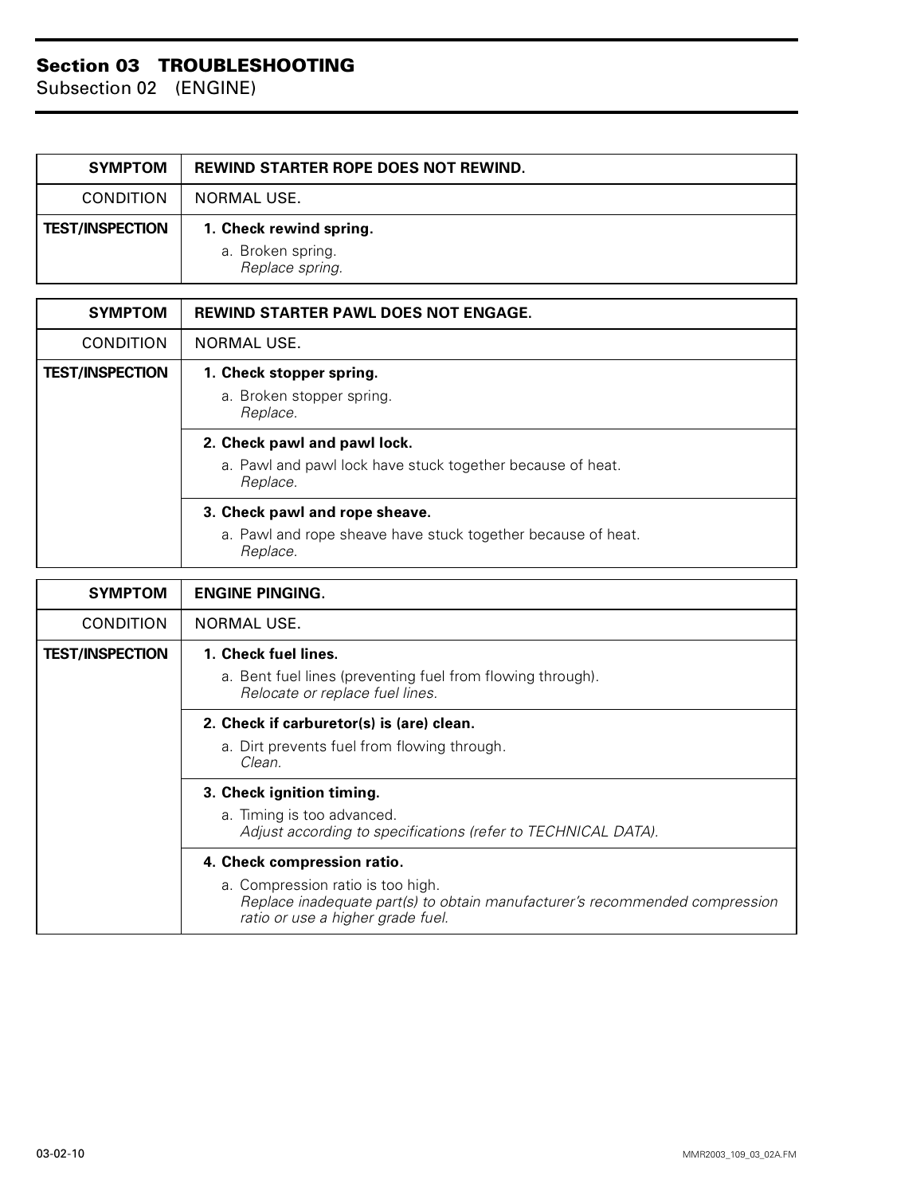| SYMPTOM | REWIND STARTER ROPE DOES NOT REWIND. |
|---|---|
| CONDITION | NORMAL USE. |
| TEST/INSPECTION | **1. Check rewind spring.**<br>a. Broken spring.<br>*Replace spring.* |

| SYMPTOM | REWIND STARTER PAWL DOES NOT ENGAGE. |
|---|---|
| CONDITION | NORMAL USE. |
| TEST/INSPECTION | **1. Check stopper spring.**<br>a. Broken stopper spring.<br>*Replace.* |
| | **2. Check pawl and pawl lock.**<br>a. Pawl and pawl lock have stuck together because of heat.<br>*Replace.* |
| | **3. Check pawl and rope sheave.**<br>a. Pawl and rope sheave have stuck together because of heat.<br>*Replace.* |

| SYMPTOM | ENGINE PINGING. |
|---|---|
| CONDITION | NORMAL USE. |
| TEST/INSPECTION | **1. Check fuel lines.**<br>a. Bent fuel lines (preventing fuel from flowing through).<br>*Relocate or replace fuel lines.* |
| | **2. Check if carburetor(s) is (are) clean.**<br>a. Dirt prevents fuel from flowing through.<br>*Clean.* |
| | **3. Check ignition timing.**<br>a. Timing is too advanced.<br>*Adjust according to specifications (refer to TECHNICAL DATA).* |
| | **4. Check compression ratio.**<br>a. Compression ratio is too high.<br>*Replace inadequate part(s) to obtain manufacturer's recommended compression ratio or use a higher grade fuel.* |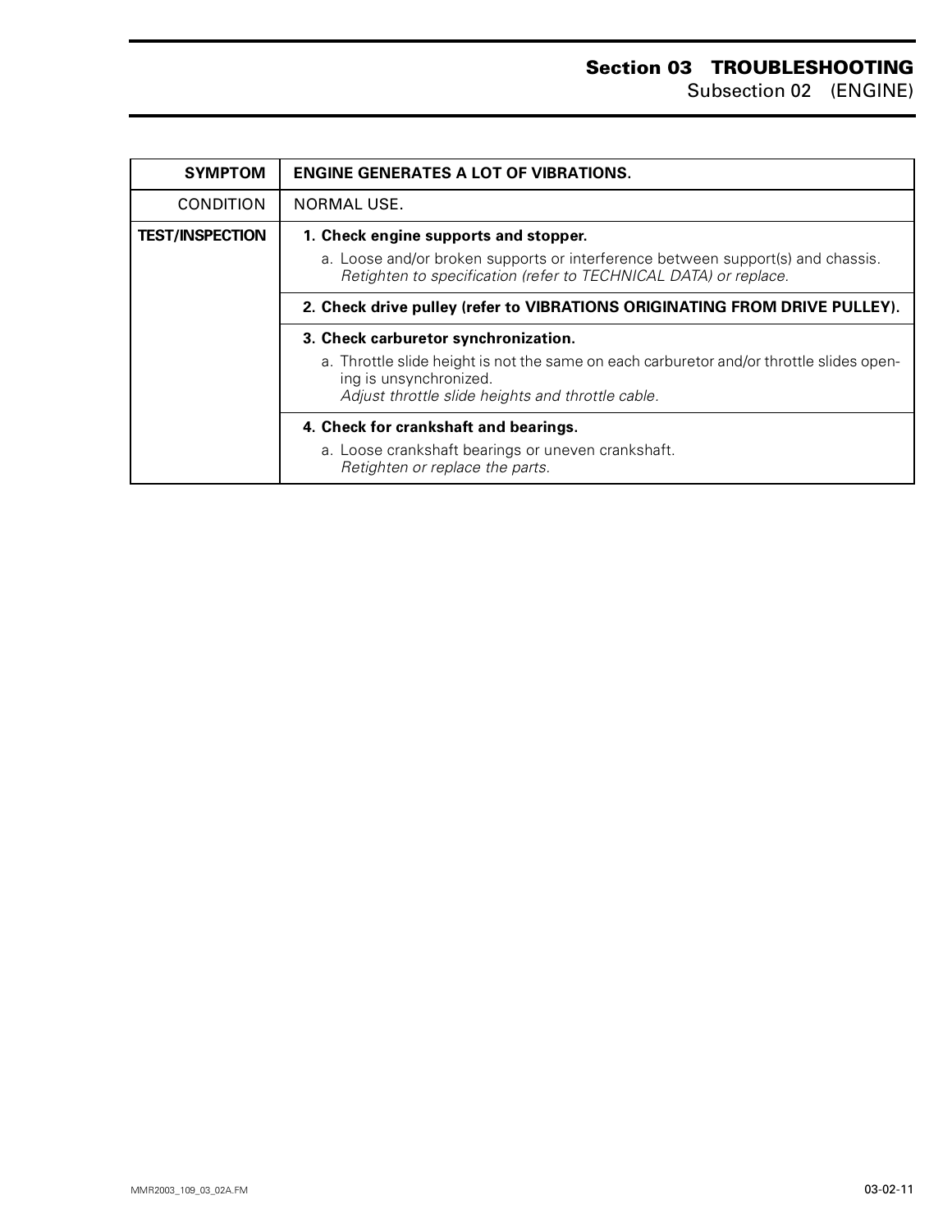| SYMPTOM | ENGINE GENERATES A LOT OF VIBRATIONS. |
|---|---|
| CONDITION | NORMAL USE. |
| **TEST/INSPECTION** | **1. Check engine supports and stopper.**<br>a. Loose and/or broken supports or interference between support(s) and chassis.<br>*Retighten to specification (refer to TECHNICAL DATA) or replace.* |
| | **2. Check drive pulley (refer to VIBRATIONS ORIGINATING FROM DRIVE PULLEY).** |
| | **3. Check carburetor synchronization.**<br>a. Throttle slide height is not the same on each carburetor and/or throttle slides opening is unsynchronized.<br>*Adjust throttle slide heights and throttle cable.* |
| | **4. Check for crankshaft and bearings.**<br>a. Loose crankshaft bearings or uneven crankshaft.<br>*Retighten or replace the parts.* |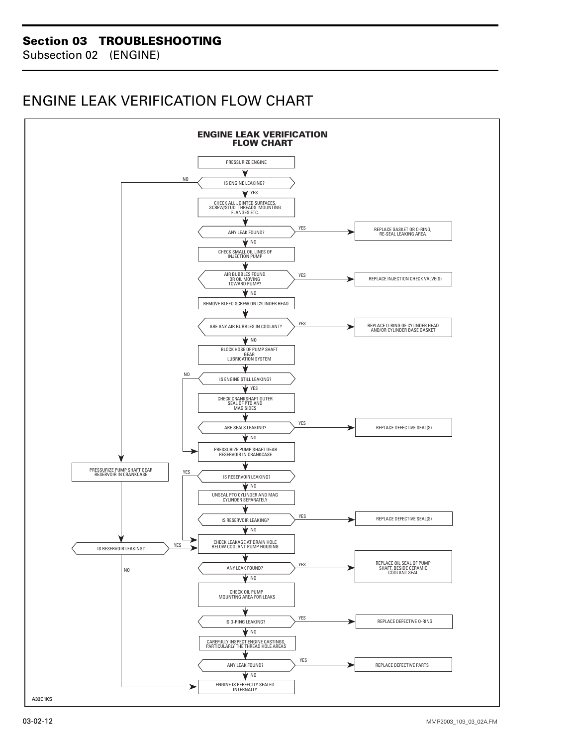# ENGINE LEAK VERIFICATION FLOW CHART

**ENGINE LEAK VERIFICATION FLOW CHART**

1. PRESSURIZE ENGINE
2. IS ENGINE LEAKING?
   - NO → PRESSURIZE PUMP SHAFT GEAR RESERVOIR IN CRANKCASE → IS RESERVOIR LEAKING?
     - YES → CHECK LEAKAGE AT DRAIN HOLE BELOW COOLANT PUMP HOUSING (step 14)
     - NO → ENGINE IS PERFECTLY SEALED INTERNALLY
   - YES → continue
3. CHECK ALL JOINTED SURFACES, SCREW/STUD THREADS, MOUNTING FLANGES ETC.
4. ANY LEAK FOUND?
   - YES → REPLACE GASKET OR O-RING, RE-SEAL LEAKING AREA
   - NO → continue
5. CHECK SMALL OIL LINES OF INJECTION PUMP
6. AIR BUBBLES FOUND OR OIL MOVING TOWARD PUMP?
   - YES → REPLACE INJECTION CHECK VALVE(S)
   - NO → continue
7. REMOVE BLEED SCREW ON CYLINDER HEAD
8. ARE ANY AIR BUBBLES IN COOLANT?
   - YES → REPLACE O-RING OF CYLINDER HEAD AND/OR CYLINDER BASE GASKET
   - NO → continue
9. BLOCK HOSE OF PUMP SHAFT GEAR LUBRICATION SYSTEM
10. IS ENGINE STILL LEAKING?
    - NO → PRESSURIZE PUMP SHAFT GEAR RESERVOIR IN CRANKCASE (step 12)
    - YES → CHECK CRANKSHAFT OUTER SEAL OF PTO AND MAG SIDES
11. ARE SEALS LEAKING?
    - YES → REPLACE DEFECTIVE SEAL(S)
    - NO → continue
12. PRESSURIZE PUMP SHAFT GEAR RESERVOIR IN CRANKCASE
13. IS RESERVOIR LEAKING?
    - YES → CHECK LEAKAGE AT DRAIN HOLE BELOW COOLANT PUMP HOUSING (step 14)
    - NO → UNSEAL PTO CYLINDER AND MAG CYLINDER SEPARATELY → IS RESERVOIR LEAKING?
      - YES → REPLACE DEFECTIVE SEAL(S)
      - NO → continue
14. CHECK LEAKAGE AT DRAIN HOLE BELOW COOLANT PUMP HOUSING
15. ANY LEAK FOUND?
    - YES → REPLACE OIL SEAL OF PUMP SHAFT, BESIDE CERAMIC COOLANT SEAL
    - NO → continue
16. CHECK OIL PUMP MOUNTING AREA FOR LEAKS
17. IS O-RING LEAKING?
    - YES → REPLACE DEFECTIVE O-RING
    - NO → continue
18. CAREFULLY INSPECT ENGINE CASTINGS, PARTICULARLY THE THREAD HOLE AREAS
19. ANY LEAK FOUND?
    - YES → REPLACE DEFECTIVE PARTS
    - NO → ENGINE IS PERFECTLY SEALED INTERNALLY

A32C1KS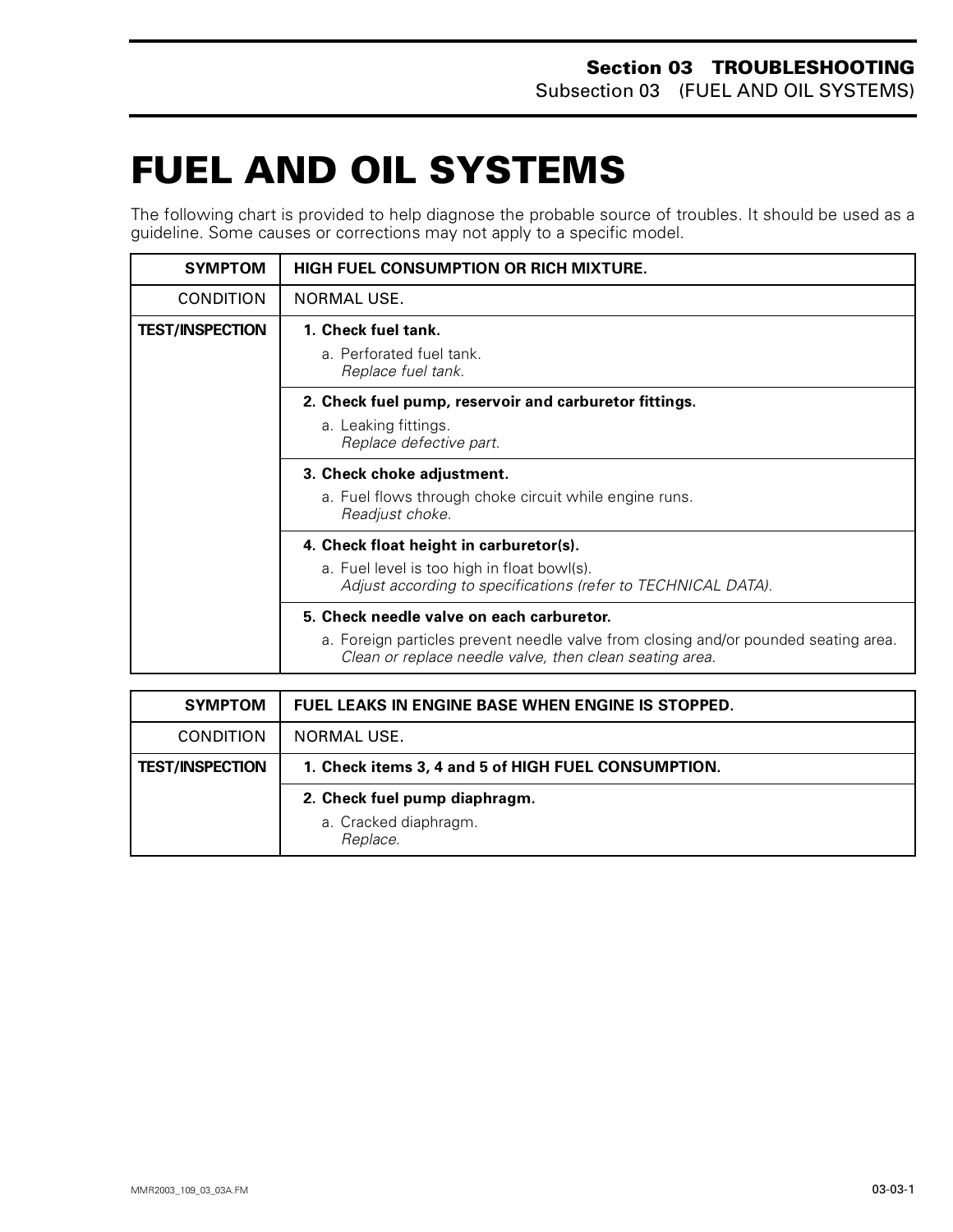# FUEL AND OIL SYSTEMS

The following chart is provided to help diagnose the probable source of troubles. It should be used as a guideline. Some causes or corrections may not apply to a specific model.

| SYMPTOM | HIGH FUEL CONSUMPTION OR RICH MIXTURE. |
|---|---|
| CONDITION | NORMAL USE. |
| **TEST/INSPECTION** | **1. Check fuel tank.**<br>a. Perforated fuel tank.<br>*Replace fuel tank.* |
| | **2. Check fuel pump, reservoir and carburetor fittings.**<br>a. Leaking fittings.<br>*Replace defective part.* |
| | **3. Check choke adjustment.**<br>a. Fuel flows through choke circuit while engine runs.<br>*Readjust choke.* |
| | **4. Check float height in carburetor(s).**<br>a. Fuel level is too high in float bowl(s).<br>*Adjust according to specifications (refer to TECHNICAL DATA).* |
| | **5. Check needle valve on each carburetor.**<br>a. Foreign particles prevent needle valve from closing and/or pounded seating area.<br>*Clean or replace needle valve, then clean seating area.* |

| SYMPTOM | FUEL LEAKS IN ENGINE BASE WHEN ENGINE IS STOPPED. |
|---|---|
| CONDITION | NORMAL USE. |
| **TEST/INSPECTION** | **1. Check items 3, 4 and 5 of HIGH FUEL CONSUMPTION.** |
| | **2. Check fuel pump diaphragm.**<br>a. Cracked diaphragm.<br>*Replace.* |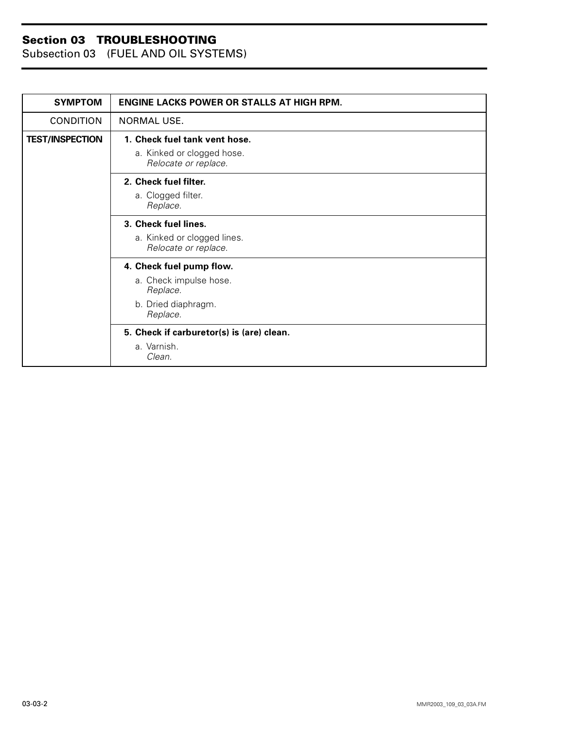| SYMPTOM | ENGINE LACKS POWER OR STALLS AT HIGH RPM. |
|---|---|
| CONDITION | NORMAL USE. |
| TEST/INSPECTION | **1. Check fuel tank vent hose.**<br>a. Kinked or clogged hose.<br>*Relocate or replace.* |
| | **2. Check fuel filter.**<br>a. Clogged filter.<br>*Replace.* |
| | **3. Check fuel lines.**<br>a. Kinked or clogged lines.<br>*Relocate or replace.* |
| | **4. Check fuel pump flow.**<br>a. Check impulse hose.<br>*Replace.*<br>b. Dried diaphragm.<br>*Replace.* |
| | **5. Check if carburetor(s) is (are) clean.**<br>a. Varnish.<br>*Clean.* |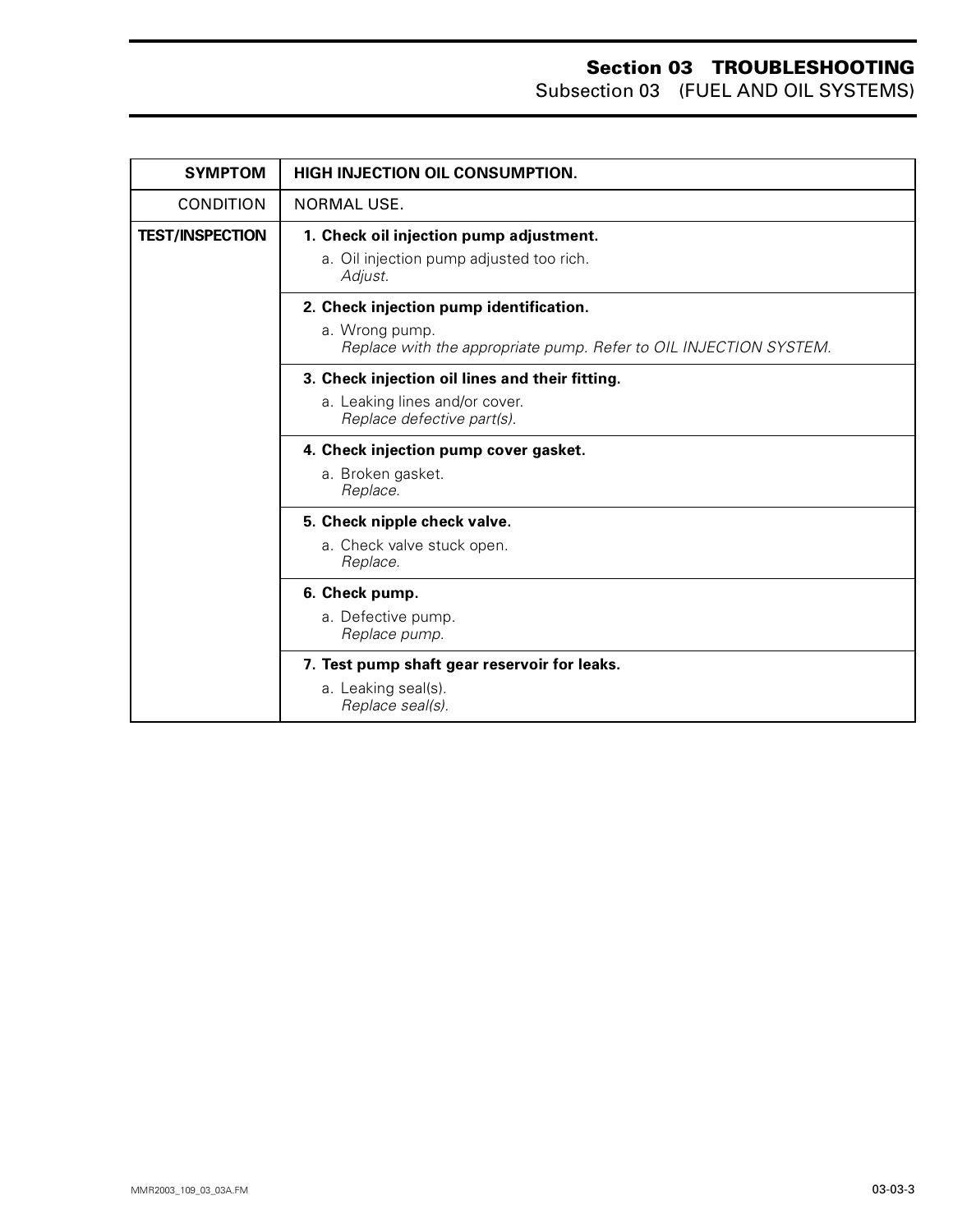| SYMPTOM | HIGH INJECTION OIL CONSUMPTION. |
|---|---|
| CONDITION | NORMAL USE. |
| TEST/INSPECTION | **1. Check oil injection pump adjustment.**<br>a. Oil injection pump adjusted too rich.<br>*Adjust.* |
| | **2. Check injection pump identification.**<br>a. Wrong pump.<br>*Replace with the appropriate pump. Refer to OIL INJECTION SYSTEM.* |
| | **3. Check injection oil lines and their fitting.**<br>a. Leaking lines and/or cover.<br>*Replace defective part(s).* |
| | **4. Check injection pump cover gasket.**<br>a. Broken gasket.<br>*Replace.* |
| | **5. Check nipple check valve.**<br>a. Check valve stuck open.<br>*Replace.* |
| | **6. Check pump.**<br>a. Defective pump.<br>*Replace pump.* |
| | **7. Test pump shaft gear reservoir for leaks.**<br>a. Leaking seal(s).<br>*Replace seal(s).* |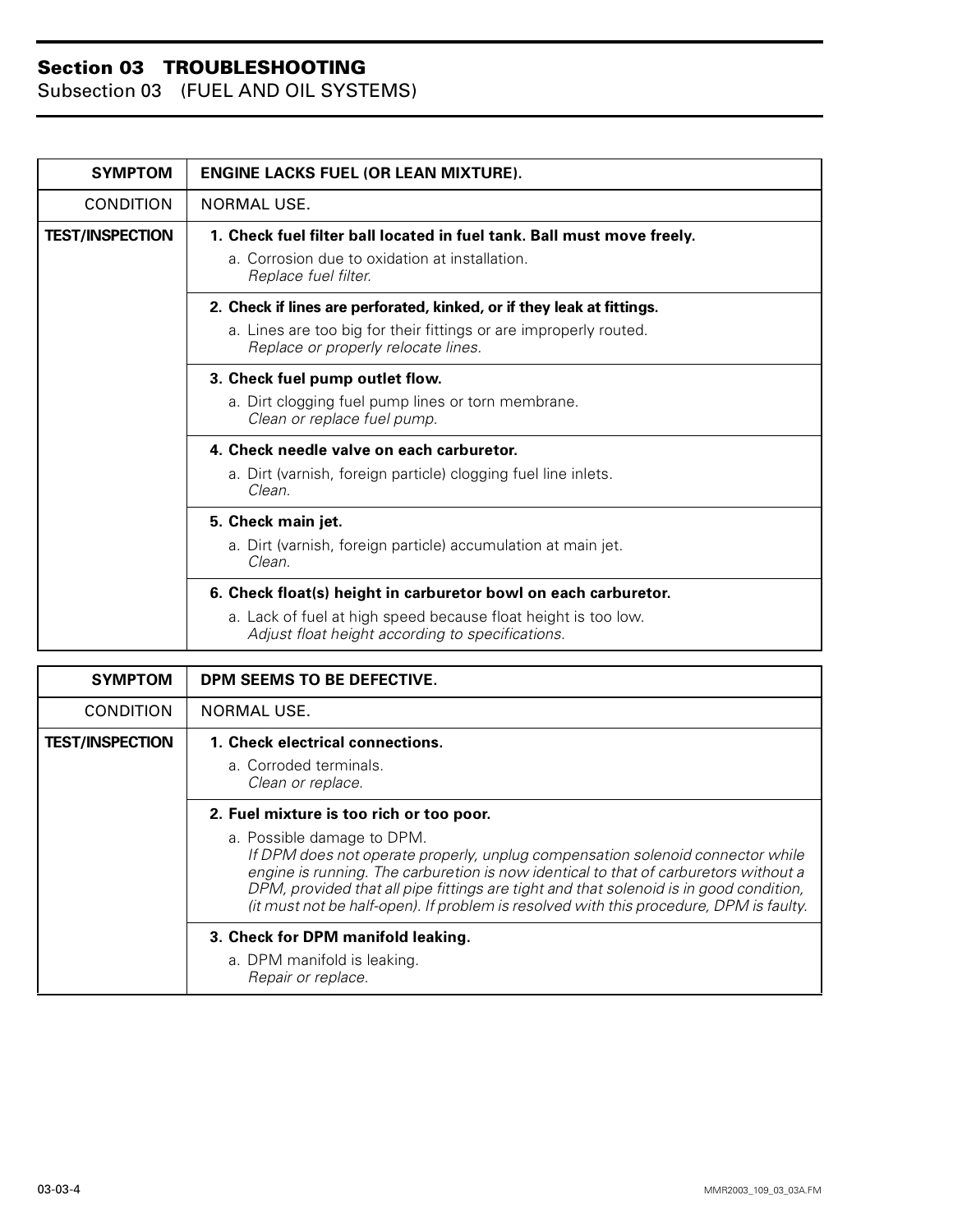## Section 03 TROUBLESHOOTING
Subsection 03 (FUEL AND OIL SYSTEMS)

| SYMPTOM | ENGINE LACKS FUEL (OR LEAN MIXTURE). |
|---|---|
| CONDITION | NORMAL USE. |
| **TEST/INSPECTION** | **1. Check fuel filter ball located in fuel tank. Ball must move freely.**<br>a. Corrosion due to oxidation at installation.<br>*Replace fuel filter.* |
| | **2. Check if lines are perforated, kinked, or if they leak at fittings.**<br>a. Lines are too big for their fittings or are improperly routed.<br>*Replace or properly relocate lines.* |
| | **3. Check fuel pump outlet flow.**<br>a. Dirt clogging fuel pump lines or torn membrane.<br>*Clean or replace fuel pump.* |
| | **4. Check needle valve on each carburetor.**<br>a. Dirt (varnish, foreign particle) clogging fuel line inlets.<br>*Clean.* |
| | **5. Check main jet.**<br>a. Dirt (varnish, foreign particle) accumulation at main jet.<br>*Clean.* |
| | **6. Check float(s) height in carburetor bowl on each carburetor.**<br>a. Lack of fuel at high speed because float height is too low.<br>*Adjust float height according to specifications.* |

| SYMPTOM | DPM SEEMS TO BE DEFECTIVE. |
|---|---|
| CONDITION | NORMAL USE. |
| **TEST/INSPECTION** | **1. Check electrical connections.**<br>a. Corroded terminals.<br>*Clean or replace.* |
| | **2. Fuel mixture is too rich or too poor.**<br>a. Possible damage to DPM.<br>*If DPM does not operate properly, unplug compensation solenoid connector while engine is running. The carburetion is now identical to that of carburetors without a DPM, provided that all pipe fittings are tight and that solenoid is in good condition, (it must not be half-open). If problem is resolved with this procedure, DPM is faulty.* |
| | **3. Check for DPM manifold leaking.**<br>a. DPM manifold is leaking.<br>*Repair or replace.* |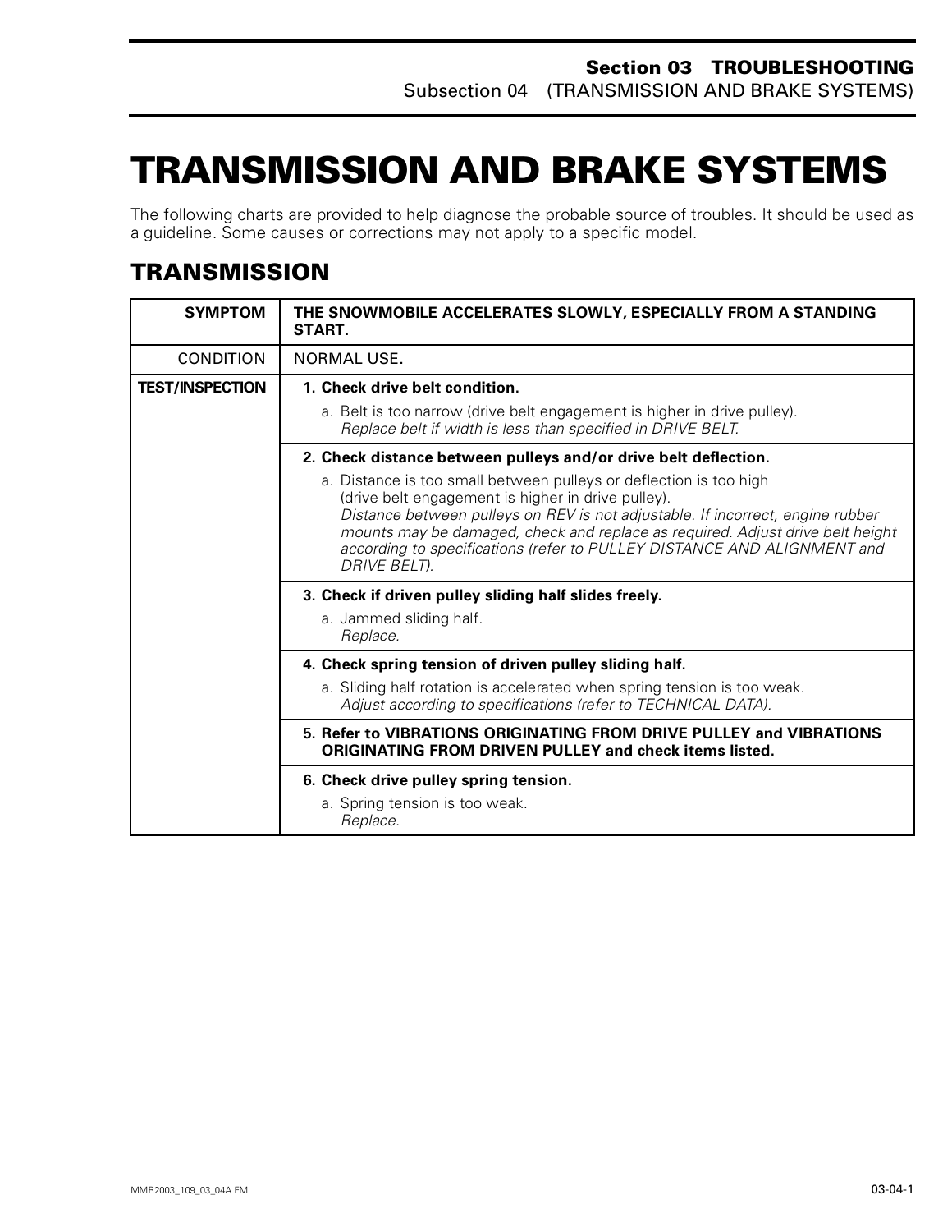# TRANSMISSION AND BRAKE SYSTEMS

The following charts are provided to help diagnose the probable source of troubles. It should be used as a guideline. Some causes or corrections may not apply to a specific model.

## TRANSMISSION

| SYMPTOM | THE SNOWMOBILE ACCELERATES SLOWLY, ESPECIALLY FROM A STANDING START. |
|---|---|
| CONDITION | NORMAL USE. |
| **TEST/INSPECTION** | **1. Check drive belt condition.**<br>a. Belt is too narrow (drive belt engagement is higher in drive pulley).<br>*Replace belt if width is less than specified in DRIVE BELT.* |
| | **2. Check distance between pulleys and/or drive belt deflection.**<br>a. Distance is too small between pulleys or deflection is too high (drive belt engagement is higher in drive pulley).<br>*Distance between pulleys on REV is not adjustable. If incorrect, engine rubber mounts may be damaged, check and replace as required. Adjust drive belt height according to specifications (refer to PULLEY DISTANCE AND ALIGNMENT and DRIVE BELT).* |
| | **3. Check if driven pulley sliding half slides freely.**<br>a. Jammed sliding half.<br>*Replace.* |
| | **4. Check spring tension of driven pulley sliding half.**<br>a. Sliding half rotation is accelerated when spring tension is too weak.<br>*Adjust according to specifications (refer to TECHNICAL DATA).* |
| | **5. Refer to VIBRATIONS ORIGINATING FROM DRIVE PULLEY and VIBRATIONS ORIGINATING FROM DRIVEN PULLEY and check items listed.** |
| | **6. Check drive pulley spring tension.**<br>a. Spring tension is too weak.<br>*Replace.* |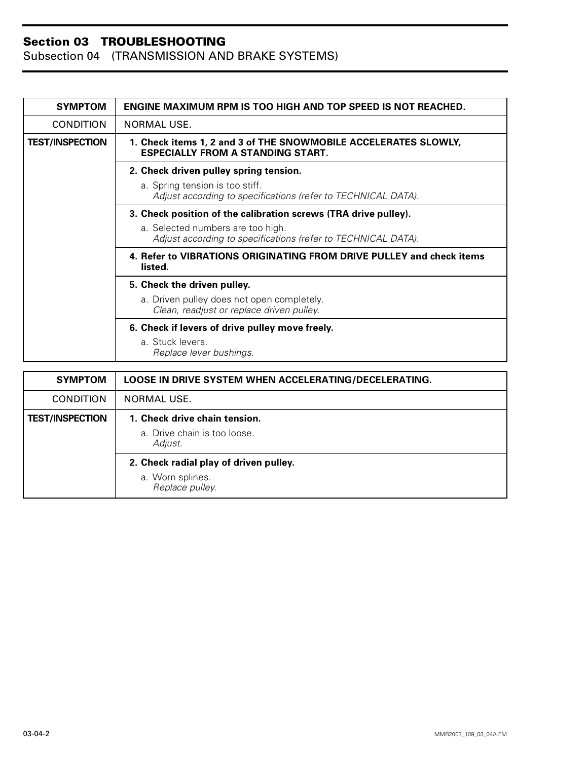| SYMPTOM | ENGINE MAXIMUM RPM IS TOO HIGH AND TOP SPEED IS NOT REACHED. |
|---|---|
| CONDITION | NORMAL USE. |
| **TEST/INSPECTION** | **1. Check items 1, 2 and 3 of THE SNOWMOBILE ACCELERATES SLOWLY, ESPECIALLY FROM A STANDING START.** |
| | **2. Check driven pulley spring tension.**<br>a. Spring tension is too stiff.<br>*Adjust according to specifications (refer to TECHNICAL DATA).* |
| | **3. Check position of the calibration screws (TRA drive pulley).**<br>a. Selected numbers are too high.<br>*Adjust according to specifications (refer to TECHNICAL DATA).* |
| | **4. Refer to VIBRATIONS ORIGINATING FROM DRIVE PULLEY and check items listed.** |
| | **5. Check the driven pulley.**<br>a. Driven pulley does not open completely.<br>*Clean, readjust or replace driven pulley.* |
| | **6. Check if levers of drive pulley move freely.**<br>a. Stuck levers.<br>*Replace lever bushings.* |

| SYMPTOM | LOOSE IN DRIVE SYSTEM WHEN ACCELERATING/DECELERATING. |
|---|---|
| CONDITION | NORMAL USE. |
| **TEST/INSPECTION** | **1. Check drive chain tension.**<br>a. Drive chain is too loose.<br>*Adjust.* |
| | **2. Check radial play of driven pulley.**<br>a. Worn splines.<br>*Replace pulley.* |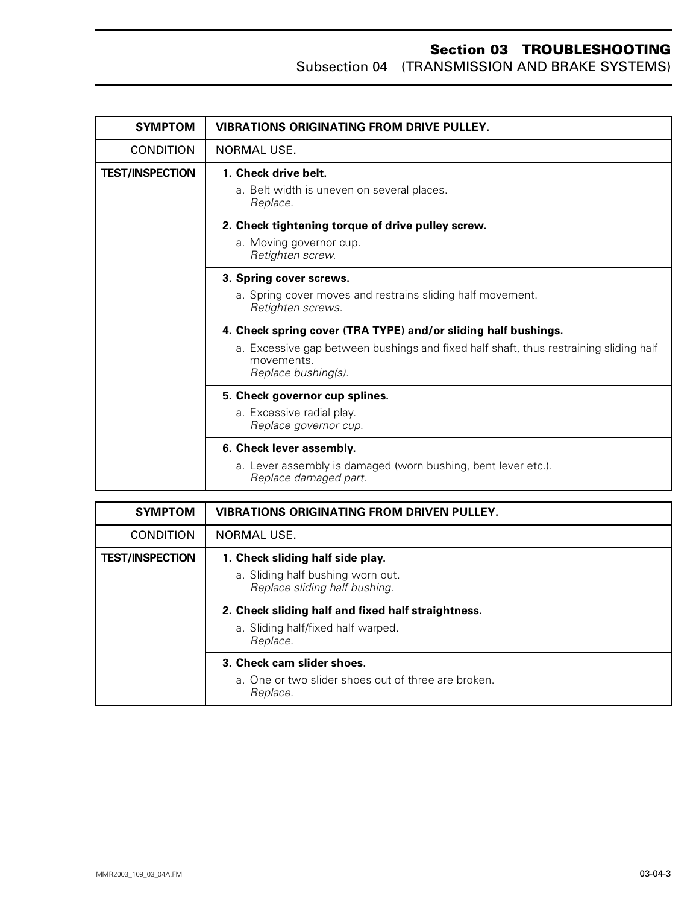| SYMPTOM | VIBRATIONS ORIGINATING FROM DRIVE PULLEY. |
|---|---|
| CONDITION | NORMAL USE. |
| TEST/INSPECTION | **1. Check drive belt.**<br>a. Belt width is uneven on several places.<br>*Replace.* |
| | **2. Check tightening torque of drive pulley screw.**<br>a. Moving governor cup.<br>*Retighten screw.* |
| | **3. Spring cover screws.**<br>a. Spring cover moves and restrains sliding half movement.<br>*Retighten screws.* |
| | **4. Check spring cover (TRA TYPE) and/or sliding half bushings.**<br>a. Excessive gap between bushings and fixed half shaft, thus restraining sliding half movements.<br>*Replace bushing(s).* |
| | **5. Check governor cup splines.**<br>a. Excessive radial play.<br>*Replace governor cup.* |
| | **6. Check lever assembly.**<br>a. Lever assembly is damaged (worn bushing, bent lever etc.).<br>*Replace damaged part.* |

| SYMPTOM | VIBRATIONS ORIGINATING FROM DRIVEN PULLEY. |
|---|---|
| CONDITION | NORMAL USE. |
| TEST/INSPECTION | **1. Check sliding half side play.**<br>a. Sliding half bushing worn out.<br>*Replace sliding half bushing.* |
| | **2. Check sliding half and fixed half straightness.**<br>a. Sliding half/fixed half warped.<br>*Replace.* |
| | **3. Check cam slider shoes.**<br>a. One or two slider shoes out of three are broken.<br>*Replace.* |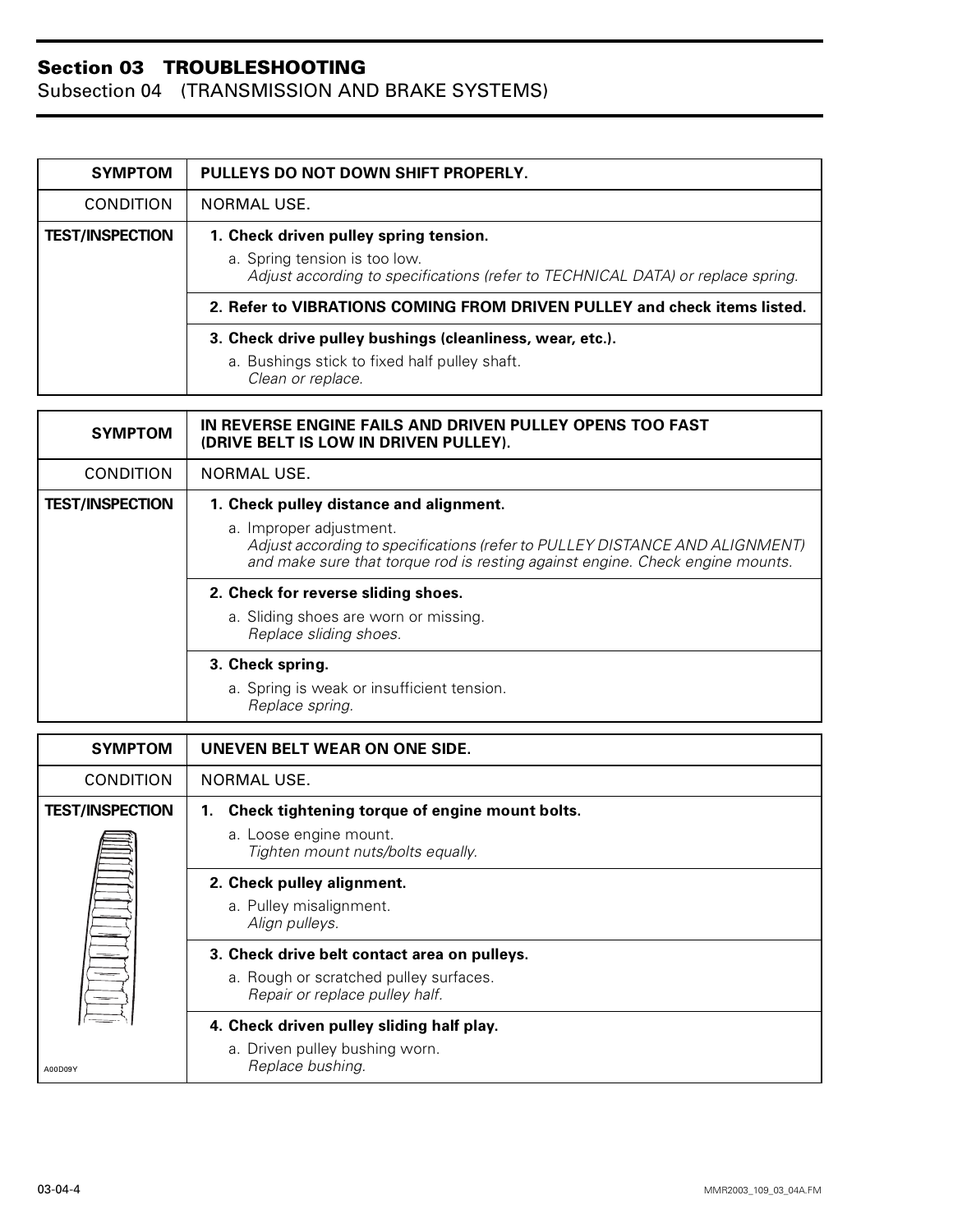## Section 03 TROUBLESHOOTING
### Subsection 04 (TRANSMISSION AND BRAKE SYSTEMS)

| SYMPTOM | PULLEYS DO NOT DOWN SHIFT PROPERLY. |
|---|---|
| CONDITION | NORMAL USE. |
| TEST/INSPECTION | **1. Check driven pulley spring tension.**<br>a. Spring tension is too low.<br>*Adjust according to specifications (refer to TECHNICAL DATA) or replace spring.* |
| | **2. Refer to VIBRATIONS COMING FROM DRIVEN PULLEY and check items listed.** |
| | **3. Check drive pulley bushings (cleanliness, wear, etc.).**<br>a. Bushings stick to fixed half pulley shaft.<br>*Clean or replace.* |

| SYMPTOM | IN REVERSE ENGINE FAILS AND DRIVEN PULLEY OPENS TOO FAST (DRIVE BELT IS LOW IN DRIVEN PULLEY). |
|---|---|
| CONDITION | NORMAL USE. |
| TEST/INSPECTION | **1. Check pulley distance and alignment.**<br>a. Improper adjustment.<br>*Adjust according to specifications (refer to PULLEY DISTANCE AND ALIGNMENT) and make sure that torque rod is resting against engine. Check engine mounts.* |
| | **2. Check for reverse sliding shoes.**<br>a. Sliding shoes are worn or missing.<br>*Replace sliding shoes.* |
| | **3. Check spring.**<br>a. Spring is weak or insufficient tension.<br>*Replace spring.* |

| SYMPTOM | UNEVEN BELT WEAR ON ONE SIDE. |
|---|---|
| CONDITION | NORMAL USE. |
| TEST/INSPECTION | **1. Check tightening torque of engine mount bolts.**<br>a. Loose engine mount.<br>*Tighten mount nuts/bolts equally.* |
| | **2. Check pulley alignment.**<br>a. Pulley misalignment.<br>*Align pulleys.* |
| | **3. Check drive belt contact area on pulleys.**<br>a. Rough or scratched pulley surfaces.<br>*Repair or replace pulley half.* |
| A00D09Y | **4. Check driven pulley sliding half play.**<br>a. Driven pulley bushing worn.<br>*Replace bushing.* |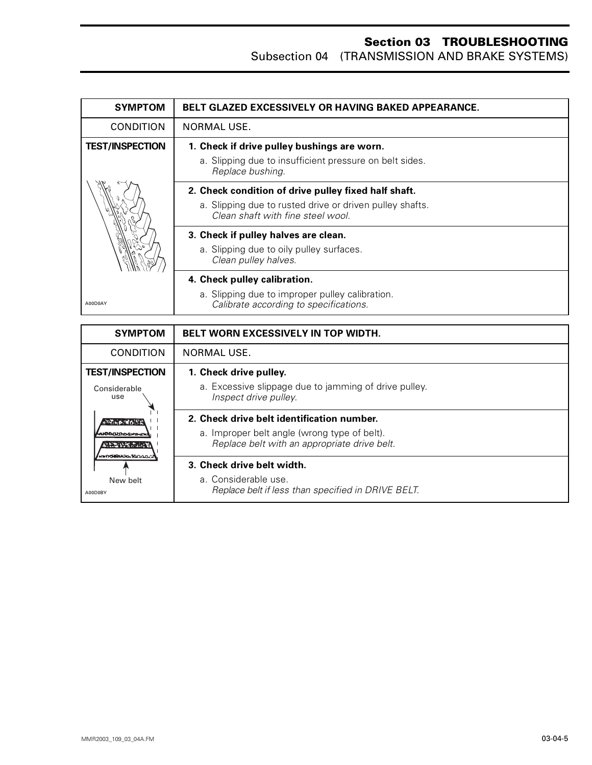| SYMPTOM | BELT GLAZED EXCESSIVELY OR HAVING BAKED APPEARANCE. |
|---|---|
| CONDITION | NORMAL USE. |
| TEST/INSPECTION | **1. Check if drive pulley bushings are worn.**<br>a. Slipping due to insufficient pressure on belt sides.<br>*Replace bushing.* |
| | **2. Check condition of drive pulley fixed half shaft.**<br>a. Slipping due to rusted drive or driven pulley shafts.<br>*Clean shaft with fine steel wool.* |
| | **3. Check if pulley halves are clean.**<br>a. Slipping due to oily pulley surfaces.<br>*Clean pulley halves.* |
| A00D0AY | **4. Check pulley calibration.**<br>a. Slipping due to improper pulley calibration.<br>*Calibrate according to specifications.* |

| SYMPTOM | BELT WORN EXCESSIVELY IN TOP WIDTH. |
|---|---|
| CONDITION | NORMAL USE. |
| TEST/INSPECTION<br>Considerable use | **1. Check drive pulley.**<br>a. Excessive slippage due to jamming of drive pulley.<br>*Inspect drive pulley.* |
| | **2. Check drive belt identification number.**<br>a. Improper belt angle (wrong type of belt).<br>*Replace belt with an appropriate drive belt.* |
| New belt<br>A00D0BY | **3. Check drive belt width.**<br>a. Considerable use.<br>*Replace belt if less than specified in DRIVE BELT.* |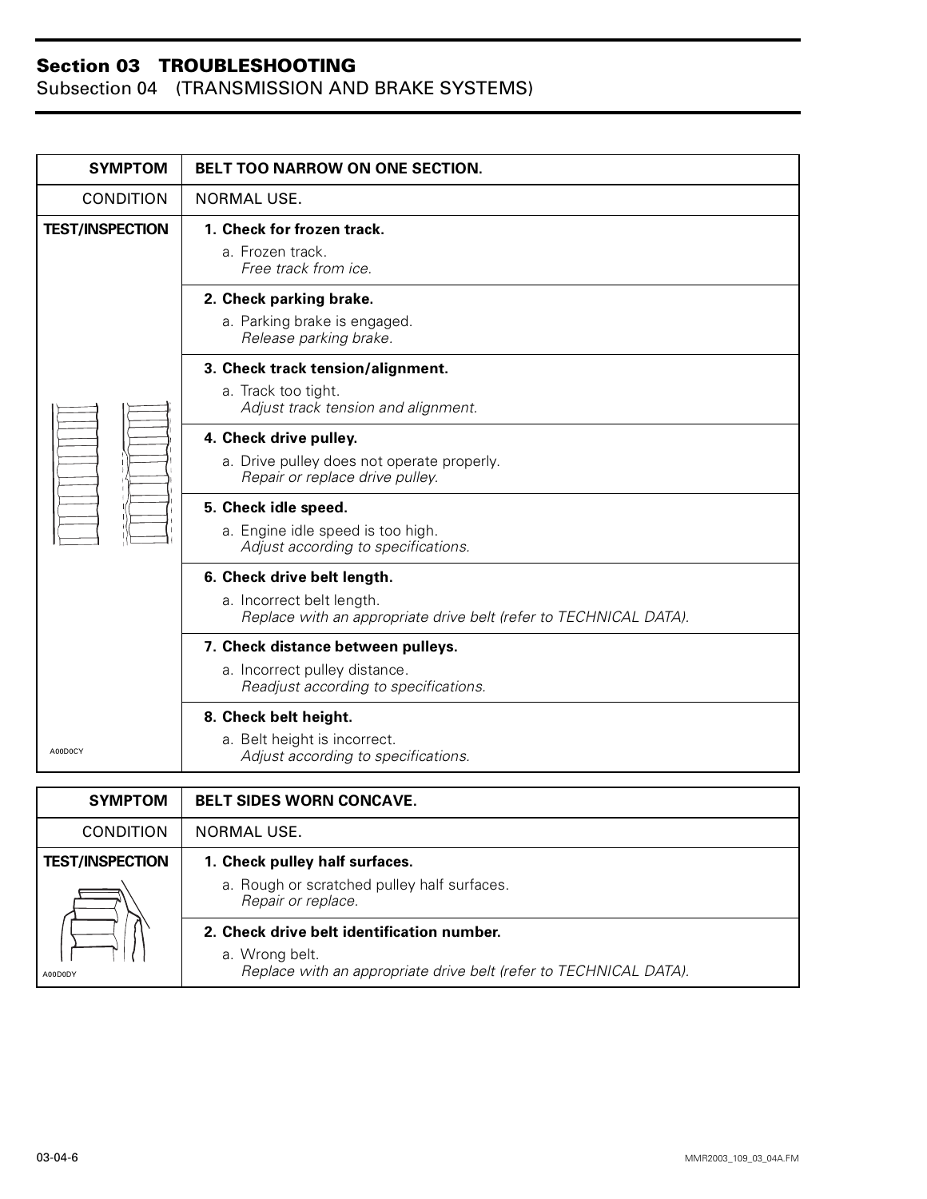| SYMPTOM | BELT TOO NARROW ON ONE SECTION. |
|---|---|
| CONDITION | NORMAL USE. |
| TEST/INSPECTION | **1. Check for frozen track.**<br>a. Frozen track.<br>*Free track from ice.* |
| | **2. Check parking brake.**<br>a. Parking brake is engaged.<br>*Release parking brake.* |
| | **3. Check track tension/alignment.**<br>a. Track too tight.<br>*Adjust track tension and alignment.* |
| | **4. Check drive pulley.**<br>a. Drive pulley does not operate properly.<br>*Repair or replace drive pulley.* |
| | **5. Check idle speed.**<br>a. Engine idle speed is too high.<br>*Adjust according to specifications.* |
| | **6. Check drive belt length.**<br>a. Incorrect belt length.<br>*Replace with an appropriate drive belt (refer to TECHNICAL DATA).* |
| | **7. Check distance between pulleys.**<br>a. Incorrect pulley distance.<br>*Readjust according to specifications.* |
| A00D0CY | **8. Check belt height.**<br>a. Belt height is incorrect.<br>*Adjust according to specifications.* |

| SYMPTOM | BELT SIDES WORN CONCAVE. |
|---|---|
| CONDITION | NORMAL USE. |
| TEST/INSPECTION | **1. Check pulley half surfaces.**<br>a. Rough or scratched pulley half surfaces.<br>*Repair or replace.* |
| A00D0DY | **2. Check drive belt identification number.**<br>a. Wrong belt.<br>*Replace with an appropriate drive belt (refer to TECHNICAL DATA).* |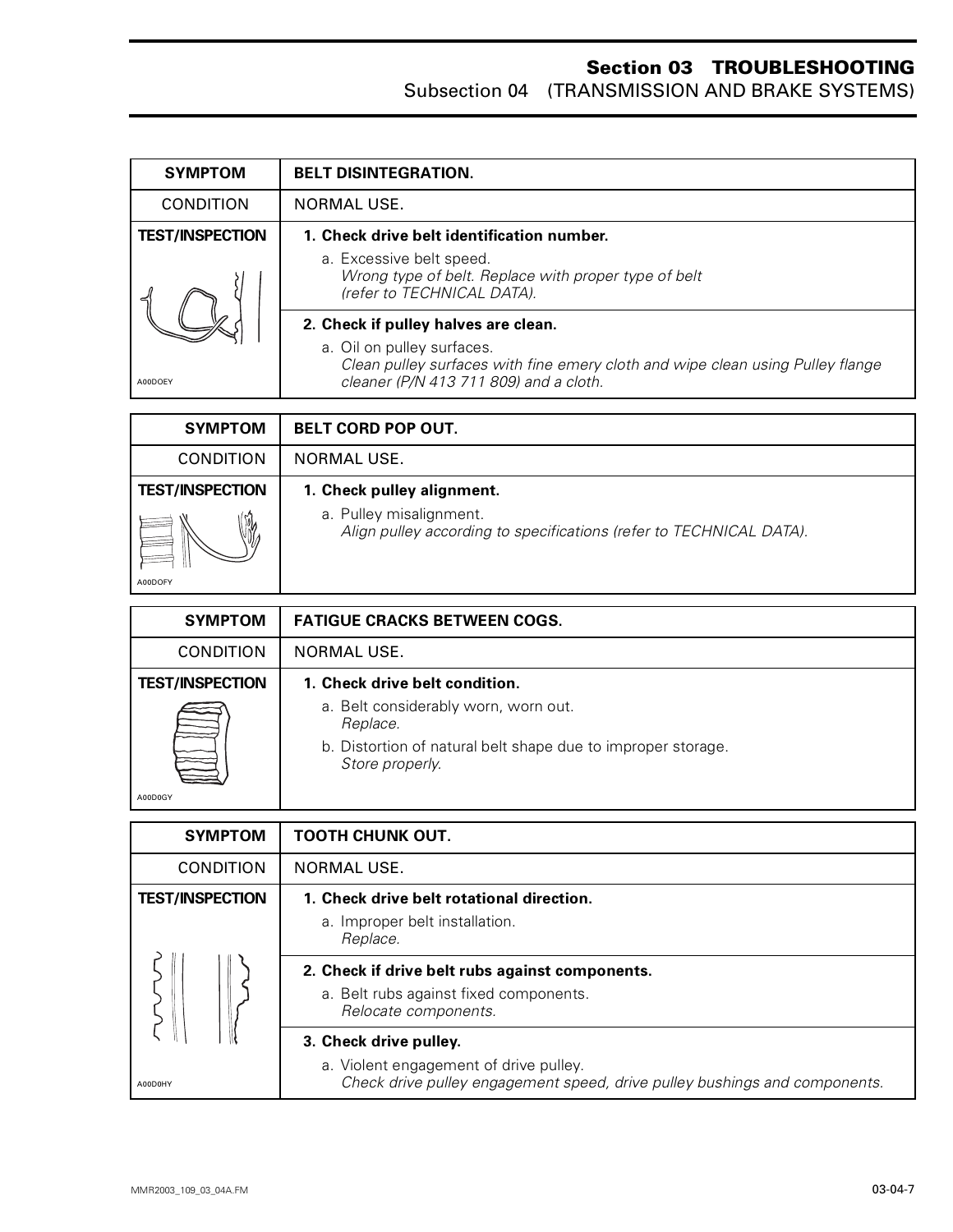| SYMPTOM | BELT DISINTEGRATION. |
|---|---|
| CONDITION | NORMAL USE. |
| TEST/INSPECTION<br>A00DOEY | **1. Check drive belt identification number.**<br>a. Excessive belt speed.<br>*Wrong type of belt. Replace with proper type of belt (refer to TECHNICAL DATA).* |
| | **2. Check if pulley halves are clean.**<br>a. Oil on pulley surfaces.<br>*Clean pulley surfaces with fine emery cloth and wipe clean using Pulley flange cleaner (P/N 413 711 809) and a cloth.* |

| SYMPTOM | BELT CORD POP OUT. |
|---|---|
| CONDITION | NORMAL USE. |
| TEST/INSPECTION<br>A00DOFY | **1. Check pulley alignment.**<br>a. Pulley misalignment.<br>*Align pulley according to specifications (refer to TECHNICAL DATA).* |

| SYMPTOM | FATIGUE CRACKS BETWEEN COGS. |
|---|---|
| CONDITION | NORMAL USE. |
| TEST/INSPECTION<br>A00D0GY | **1. Check drive belt condition.**<br>a. Belt considerably worn, worn out.<br>*Replace.*<br>b. Distortion of natural belt shape due to improper storage.<br>*Store properly.* |

| SYMPTOM | TOOTH CHUNK OUT. |
|---|---|
| CONDITION | NORMAL USE. |
| TEST/INSPECTION<br>A00D0HY | **1. Check drive belt rotational direction.**<br>a. Improper belt installation.<br>*Replace.* |
| | **2. Check if drive belt rubs against components.**<br>a. Belt rubs against fixed components.<br>*Relocate components.* |
| | **3. Check drive pulley.**<br>a. Violent engagement of drive pulley.<br>*Check drive pulley engagement speed, drive pulley bushings and components.* |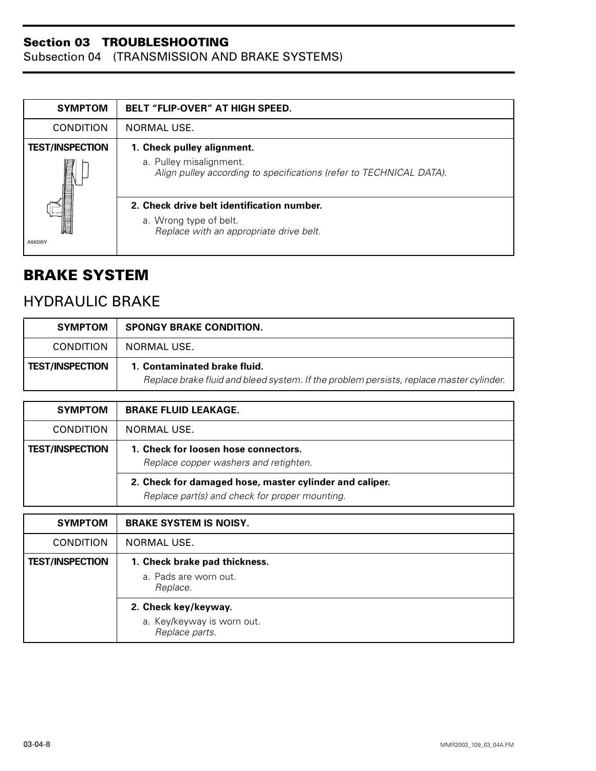| SYMPTOM | BELT "FLIP-OVER" AT HIGH SPEED. |
|---|---|
| CONDITION | NORMAL USE. |
| TEST/INSPECTION | **1. Check pulley alignment.**<br>a. Pulley misalignment.<br>*Align pulley according to specifications (refer to TECHNICAL DATA).* |
| | **2. Check drive belt identification number.**<br>a. Wrong type of belt.<br>*Replace with an appropriate drive belt.* |

A00D0IY

## BRAKE SYSTEM

### HYDRAULIC BRAKE

| SYMPTOM | SPONGY BRAKE CONDITION. |
|---|---|
| CONDITION | NORMAL USE. |
| TEST/INSPECTION | **1. Contaminated brake fluid.**<br>*Replace brake fluid and bleed system. If the problem persists, replace master cylinder.* |

| SYMPTOM | BRAKE FLUID LEAKAGE. |
|---|---|
| CONDITION | NORMAL USE. |
| TEST/INSPECTION | **1. Check for loosen hose connectors.**<br>*Replace copper washers and retighten.* |
| | **2. Check for damaged hose, master cylinder and caliper.**<br>*Replace part(s) and check for proper mounting.* |

| SYMPTOM | BRAKE SYSTEM IS NOISY. |
|---|---|
| CONDITION | NORMAL USE. |
| TEST/INSPECTION | **1. Check brake pad thickness.**<br>a. Pads are worn out.<br>*Replace.* |
| | **2. Check key/keyway.**<br>a. Key/keyway is worn out.<br>*Replace parts.* |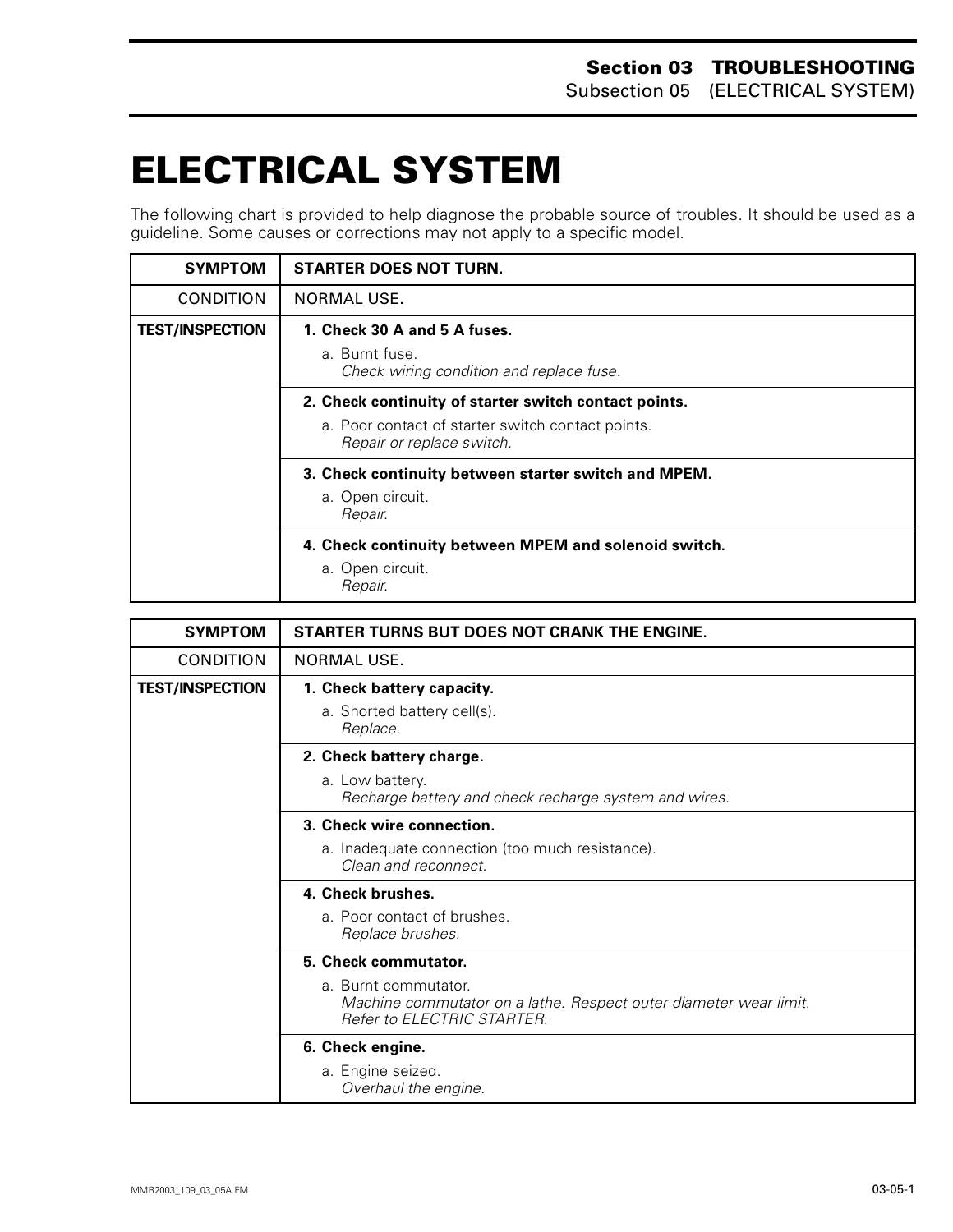# ELECTRICAL SYSTEM

The following chart is provided to help diagnose the probable source of troubles. It should be used as a guideline. Some causes or corrections may not apply to a specific model.

| SYMPTOM | STARTER DOES NOT TURN. |
|---|---|
| CONDITION | NORMAL USE. |
| TEST/INSPECTION | **1. Check 30 A and 5 A fuses.**<br>a. Burnt fuse.<br>*Check wiring condition and replace fuse.* |
| | **2. Check continuity of starter switch contact points.**<br>a. Poor contact of starter switch contact points.<br>*Repair or replace switch.* |
| | **3. Check continuity between starter switch and MPEM.**<br>a. Open circuit.<br>*Repair.* |
| | **4. Check continuity between MPEM and solenoid switch.**<br>a. Open circuit.<br>*Repair.* |

| SYMPTOM | STARTER TURNS BUT DOES NOT CRANK THE ENGINE. |
|---|---|
| CONDITION | NORMAL USE. |
| TEST/INSPECTION | **1. Check battery capacity.**<br>a. Shorted battery cell(s).<br>*Replace.* |
| | **2. Check battery charge.**<br>a. Low battery.<br>*Recharge battery and check recharge system and wires.* |
| | **3. Check wire connection.**<br>a. Inadequate connection (too much resistance).<br>*Clean and reconnect.* |
| | **4. Check brushes.**<br>a. Poor contact of brushes.<br>*Replace brushes.* |
| | **5. Check commutator.**<br>a. Burnt commutator.<br>*Machine commutator on a lathe. Respect outer diameter wear limit. Refer to ELECTRIC STARTER.* |
| | **6. Check engine.**<br>a. Engine seized.<br>*Overhaul the engine.* |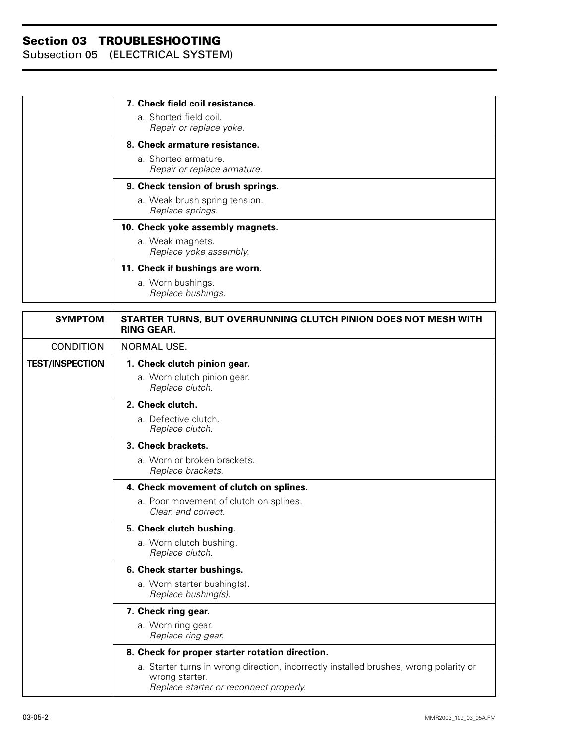| | |
|---|---|
| | **7. Check field coil resistance.**<br>a. Shorted field coil.<br>*Repair or replace yoke.* |
| | **8. Check armature resistance.**<br>a. Shorted armature.<br>*Repair or replace armature.* |
| | **9. Check tension of brush springs.**<br>a. Weak brush spring tension.<br>*Replace springs.* |
| | **10. Check yoke assembly magnets.**<br>a. Weak magnets.<br>*Replace yoke assembly.* |
| | **11. Check if bushings are worn.**<br>a. Worn bushings.<br>*Replace bushings.* |

| **SYMPTOM** | **STARTER TURNS, BUT OVERRUNNING CLUTCH PINION DOES NOT MESH WITH RING GEAR.** |
|---|---|
| CONDITION | NORMAL USE. |
| **TEST/INSPECTION** | **1. Check clutch pinion gear.**<br>a. Worn clutch pinion gear.<br>*Replace clutch.* |
| | **2. Check clutch.**<br>a. Defective clutch.<br>*Replace clutch.* |
| | **3. Check brackets.**<br>a. Worn or broken brackets.<br>*Replace brackets.* |
| | **4. Check movement of clutch on splines.**<br>a. Poor movement of clutch on splines.<br>*Clean and correct.* |
| | **5. Check clutch bushing.**<br>a. Worn clutch bushing.<br>*Replace clutch.* |
| | **6. Check starter bushings.**<br>a. Worn starter bushing(s).<br>*Replace bushing(s).* |
| | **7. Check ring gear.**<br>a. Worn ring gear.<br>*Replace ring gear.* |
| | **8. Check for proper starter rotation direction.**<br>a. Starter turns in wrong direction, incorrectly installed brushes, wrong polarity or wrong starter.<br>*Replace starter or reconnect properly.* |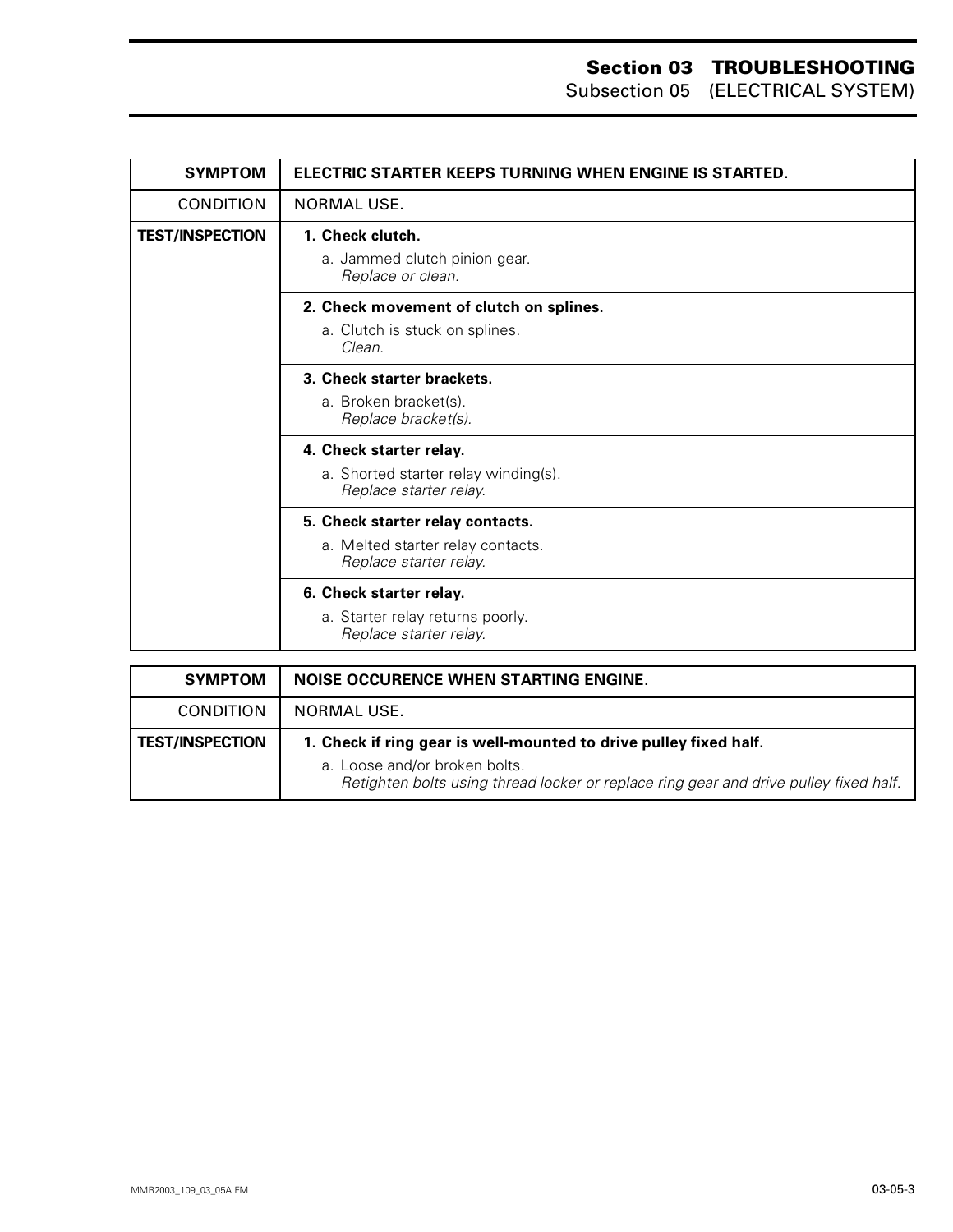| SYMPTOM | ELECTRIC STARTER KEEPS TURNING WHEN ENGINE IS STARTED. |
| --- | --- |
| CONDITION | NORMAL USE. |
| **TEST/INSPECTION** | **1. Check clutch.**<br>a. Jammed clutch pinion gear.<br>*Replace or clean.* |
| | **2. Check movement of clutch on splines.**<br>a. Clutch is stuck on splines.<br>*Clean.* |
| | **3. Check starter brackets.**<br>a. Broken bracket(s).<br>*Replace bracket(s).* |
| | **4. Check starter relay.**<br>a. Shorted starter relay winding(s).<br>*Replace starter relay.* |
| | **5. Check starter relay contacts.**<br>a. Melted starter relay contacts.<br>*Replace starter relay.* |
| | **6. Check starter relay.**<br>a. Starter relay returns poorly.<br>*Replace starter relay.* |

| SYMPTOM | NOISE OCCURENCE WHEN STARTING ENGINE. |
| --- | --- |
| CONDITION | NORMAL USE. |
| **TEST/INSPECTION** | **1. Check if ring gear is well-mounted to drive pulley fixed half.**<br>a. Loose and/or broken bolts.<br>*Retighten bolts using thread locker or replace ring gear and drive pulley fixed half.* |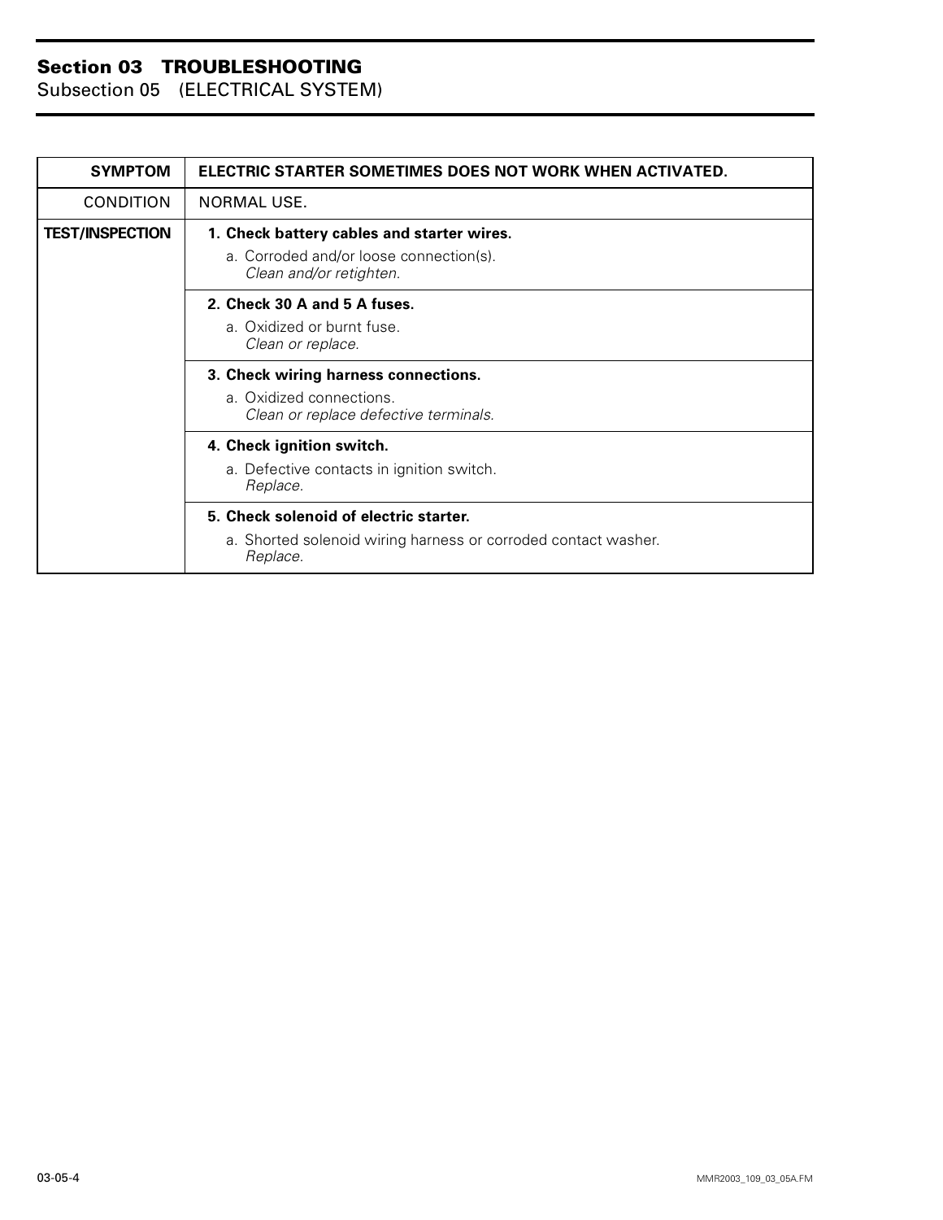| SYMPTOM | ELECTRIC STARTER SOMETIMES DOES NOT WORK WHEN ACTIVATED. |
| --- | --- |
| CONDITION | NORMAL USE. |
| **TEST/INSPECTION** | **1. Check battery cables and starter wires.**<br>a. Corroded and/or loose connection(s).<br>*Clean and/or retighten.* |
| | **2. Check 30 A and 5 A fuses.**<br>a. Oxidized or burnt fuse.<br>*Clean or replace.* |
| | **3. Check wiring harness connections.**<br>a. Oxidized connections.<br>*Clean or replace defective terminals.* |
| | **4. Check ignition switch.**<br>a. Defective contacts in ignition switch.<br>*Replace.* |
| | **5. Check solenoid of electric starter.**<br>a. Shorted solenoid wiring harness or corroded contact washer.<br>*Replace.* |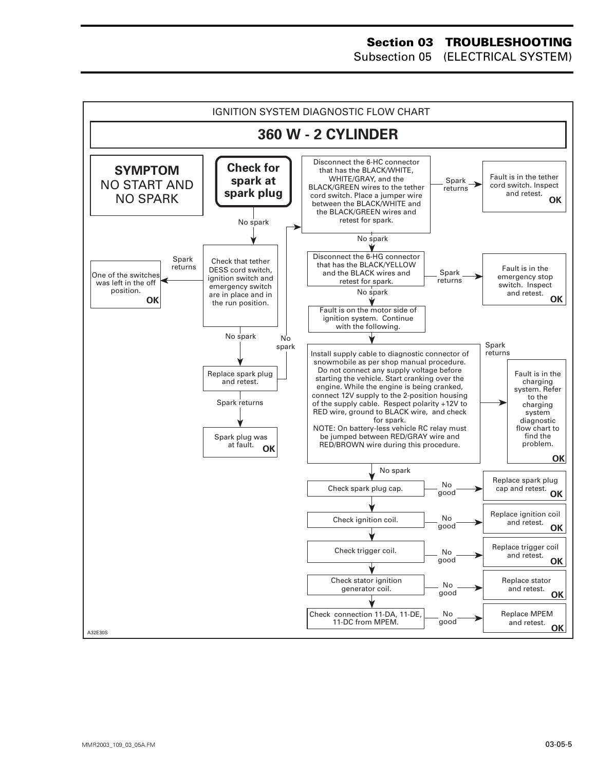IGNITION SYSTEM DIAGNOSTIC FLOW CHART

# 360 W - 2 CYLINDER

**SYMPTOM**
NO START AND NO SPARK

**Check for spark at spark plug**

No spark

Check that tether DESS cord switch, ignition switch and emergency switch are in place and in the run position.

Spark returns → One of the switches was left in the off position. **OK**

No spark

Replace spark plug and retest.

Spark returns → Spark plug was at fault. **OK**

No spark

Disconnect the 6-HC connector that has the BLACK/WHITE, WHITE/GRAY, and the BLACK/GREEN wires to the tether cord switch. Place a jumper wire between the BLACK/WHITE and the BLACK/GREEN wires and retest for spark.

Spark returns → Fault is in the tether cord switch. Inspect and retest. **OK**

No spark

Disconnect the 6-HG connector that has the BLACK/YELLOW and the BLACK wires and retest for spark.

Spark returns → Fault is in the emergency stop switch. Inspect and retest. **OK**

No spark

Fault is on the motor side of ignition system. Continue with the following.

Install supply cable to diagnostic connector of snowmobile as per shop manual procedure. Do not connect any supply voltage before starting the vehicle. Start cranking over the engine. While the engine is being cranked, connect 12V supply to the 2-position housing of the supply cable. Respect polarity +12V to RED wire, ground to BLACK wire, and check for spark.
NOTE: On battery-less vehicle RC relay must be jumped between RED/GRAY wire and RED/BROWN wire during this procedure.

Spark returns → Fault is in the charging system. Refer to the charging system diagnostic flow chart to find the problem. **OK**

No spark

Check spark plug cap. — No good → Replace spark plug cap and retest. **OK**

Check ignition coil. — No good → Replace ignition coil and retest. **OK**

Check trigger coil. — No good → Replace trigger coil and retest. **OK**

Check stator ignition generator coil. — No good → Replace stator and retest. **OK**

Check connection 11-DA, 11-DE, 11-DC from MPEM. — No good → Replace MPEM and retest. **OK**

A32E30S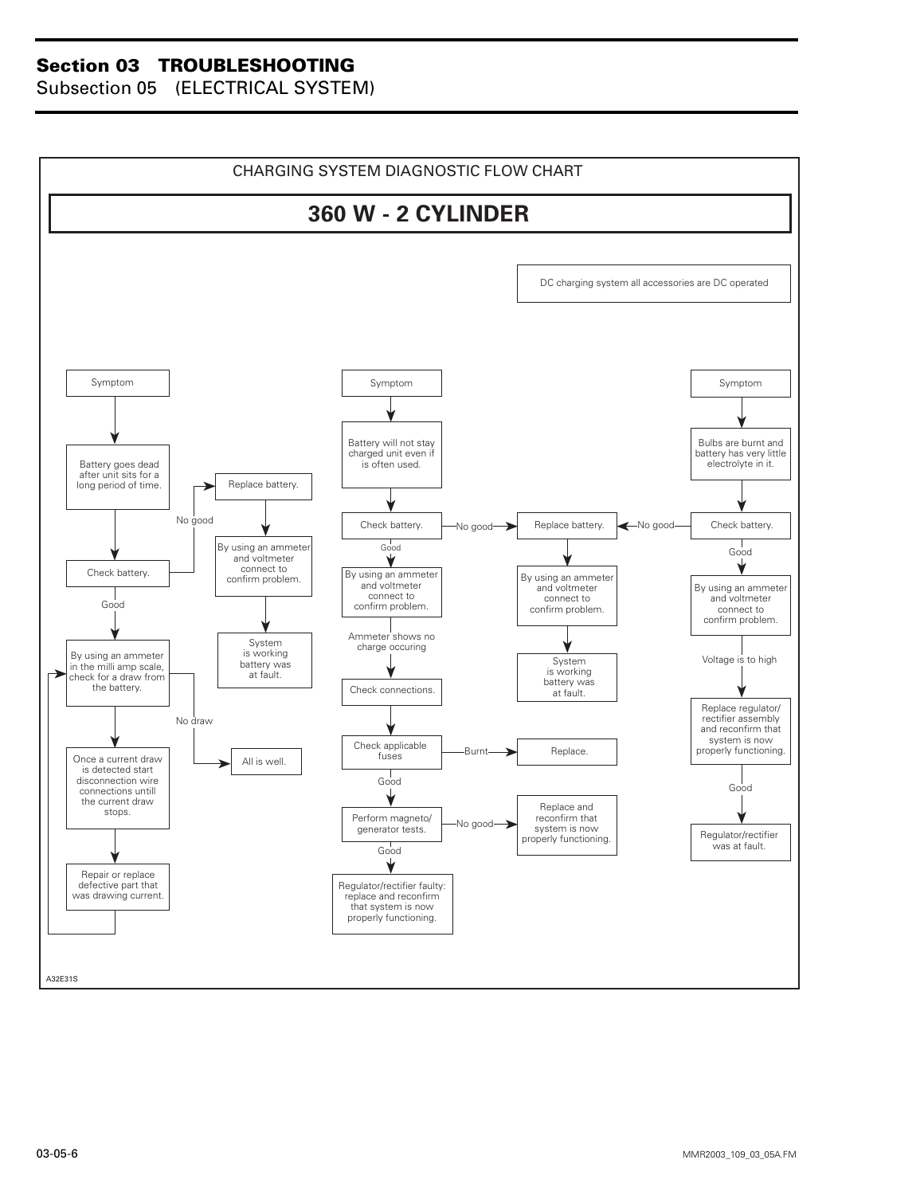## CHARGING SYSTEM DIAGNOSTIC FLOW CHART

# 360 W - 2 CYLINDER

DC charging system all accessories are DC operated

**Symptom:** Battery goes dead after unit sits for a long period of time.

- Check battery.
  - No good → Replace battery. → By using an ammeter and voltmeter connect to confirm problem. → System is working battery was at fault.
  - Good → By using an ammeter in the milli amp scale, check for a draw from the battery.
    - No draw → All is well.
    - Once a current draw is detected start disconnection wire connections untill the current draw stops. → Repair or replace defective part that was drawing current. → (return to: By using an ammeter in the milli amp scale, check for a draw from the battery.)

**Symptom:** Battery will not stay charged unit even if is often used.

- Check battery.
  - No good → Replace battery. → By using an ammeter and voltmeter connect to confirm problem. → System is working battery was at fault.
  - Good → By using an ammeter and voltmeter connect to confirm problem.
    - Ammeter shows no charge occuring → Check connections. → Check applicable fuses
      - Burnt → Replace.
      - Good → Perform magneto/generator tests.
        - No good → Replace and reconfirm that system is now properly functioning.
        - Good → Regulator/rectifier faulty: replace and reconfirm that system is now properly functioning.

**Symptom:** Bulbs are burnt and battery has very little electrolyte in it.

- Check battery.
  - No good → Replace battery. → By using an ammeter and voltmeter connect to confirm problem. → System is working battery was at fault.
  - Good → By using an ammeter and voltmeter connect to confirm problem.
    - Voltage is to high → Replace regulator/rectifier assembly and reconfirm that system is now properly functioning.
      - Good → Regulator/rectifier was at fault.

A32E31S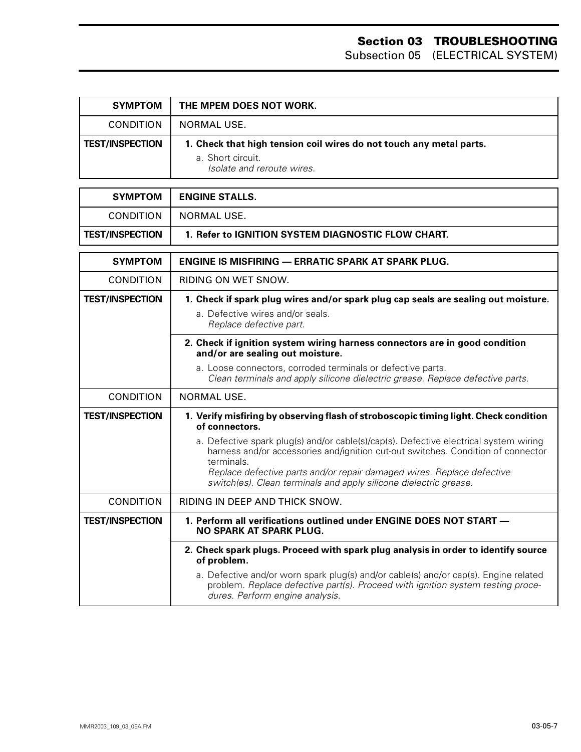| SYMPTOM | THE MPEM DOES NOT WORK. |
|---|---|
| CONDITION | NORMAL USE. |
| **TEST/INSPECTION** | **1. Check that high tension coil wires do not touch any metal parts.**<br>a. Short circuit.<br>*Isolate and reroute wires.* |

| SYMPTOM | ENGINE STALLS. |
|---|---|
| CONDITION | NORMAL USE. |
| **TEST/INSPECTION** | **1. Refer to IGNITION SYSTEM DIAGNOSTIC FLOW CHART.** |

| SYMPTOM | ENGINE IS MISFIRING — ERRATIC SPARK AT SPARK PLUG. |
|---|---|
| CONDITION | RIDING ON WET SNOW. |
| **TEST/INSPECTION** | **1. Check if spark plug wires and/or spark plug cap seals are sealing out moisture.**<br>a. Defective wires and/or seals.<br>*Replace defective part.* |
| | **2. Check if ignition system wiring harness connectors are in good condition and/or are sealing out moisture.**<br>a. Loose connectors, corroded terminals or defective parts.<br>*Clean terminals and apply silicone dielectric grease. Replace defective parts.* |
| CONDITION | NORMAL USE. |
| **TEST/INSPECTION** | **1. Verify misfiring by observing flash of stroboscopic timing light. Check condition of connectors.**<br>a. Defective spark plug(s) and/or cable(s)/cap(s). Defective electrical system wiring harness and/or accessories and/ignition cut-out switches. Condition of connector terminals.<br>*Replace defective parts and/or repair damaged wires. Replace defective switch(es). Clean terminals and apply silicone dielectric grease.* |
| CONDITION | RIDING IN DEEP AND THICK SNOW. |
| **TEST/INSPECTION** | **1. Perform all verifications outlined under ENGINE DOES NOT START — NO SPARK AT SPARK PLUG.** |
| | **2. Check spark plugs. Proceed with spark plug analysis in order to identify source of problem.**<br>a. Defective and/or worn spark plug(s) and/or cable(s) and/or cap(s). Engine related problem. *Replace defective part(s). Proceed with ignition system testing procedures. Perform engine analysis.* |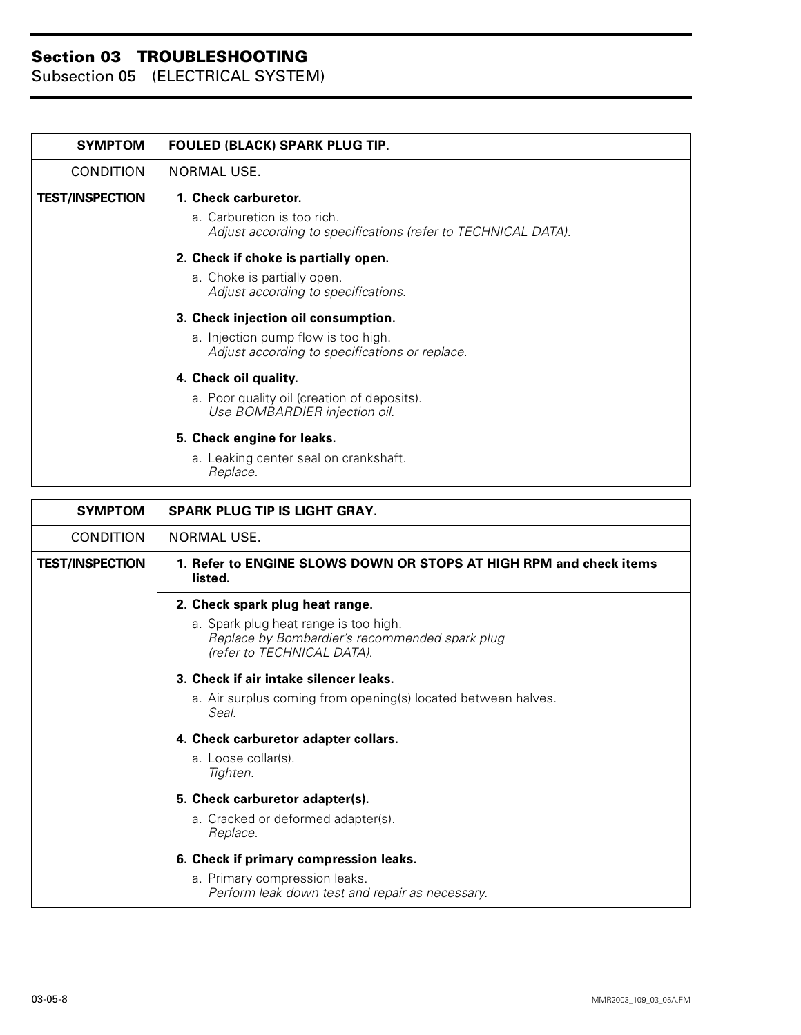## Section 03 TROUBLESHOOTING
Subsection 05 (ELECTRICAL SYSTEM)

| SYMPTOM | FOULED (BLACK) SPARK PLUG TIP. |
|---|---|
| CONDITION | NORMAL USE. |
| TEST/INSPECTION | **1. Check carburetor.**<br>a. Carburetion is too rich.<br>*Adjust according to specifications (refer to TECHNICAL DATA).* |
| | **2. Check if choke is partially open.**<br>a. Choke is partially open.<br>*Adjust according to specifications.* |
| | **3. Check injection oil consumption.**<br>a. Injection pump flow is too high.<br>*Adjust according to specifications or replace.* |
| | **4. Check oil quality.**<br>a. Poor quality oil (creation of deposits).<br>*Use BOMBARDIER injection oil.* |
| | **5. Check engine for leaks.**<br>a. Leaking center seal on crankshaft.<br>*Replace.* |

| SYMPTOM | SPARK PLUG TIP IS LIGHT GRAY. |
|---|---|
| CONDITION | NORMAL USE. |
| TEST/INSPECTION | **1. Refer to ENGINE SLOWS DOWN OR STOPS AT HIGH RPM and check items listed.** |
| | **2. Check spark plug heat range.**<br>a. Spark plug heat range is too high.<br>*Replace by Bombardier's recommended spark plug (refer to TECHNICAL DATA).* |
| | **3. Check if air intake silencer leaks.**<br>a. Air surplus coming from opening(s) located between halves.<br>*Seal.* |
| | **4. Check carburetor adapter collars.**<br>a. Loose collar(s).<br>*Tighten.* |
| | **5. Check carburetor adapter(s).**<br>a. Cracked or deformed adapter(s).<br>*Replace.* |
| | **6. Check if primary compression leaks.**<br>a. Primary compression leaks.<br>*Perform leak down test and repair as necessary.* |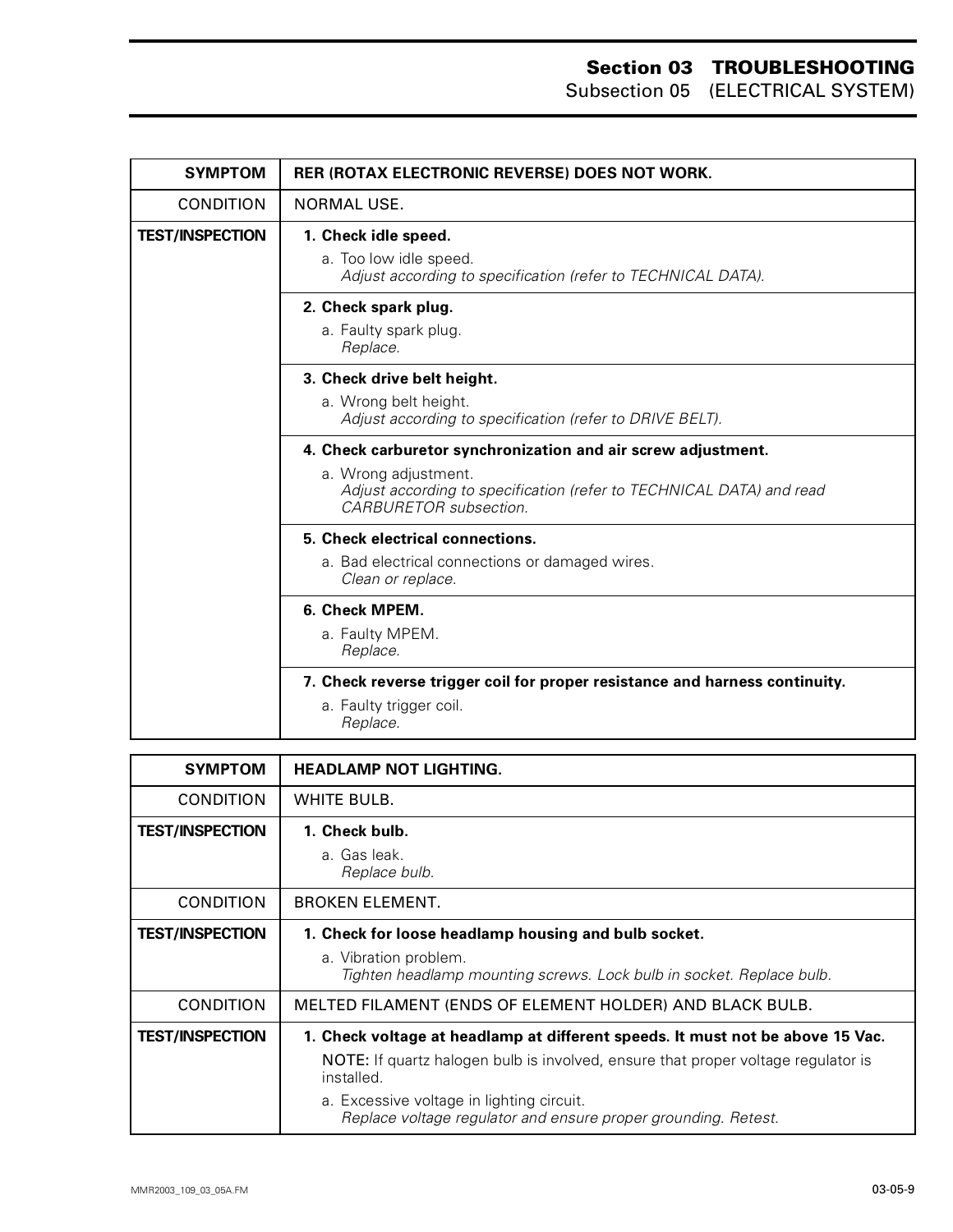| SYMPTOM | RER (ROTAX ELECTRONIC REVERSE) DOES NOT WORK. |
|---|---|
| CONDITION | NORMAL USE. |
| **TEST/INSPECTION** | **1. Check idle speed.**<br>a. Too low idle speed.<br>*Adjust according to specification (refer to TECHNICAL DATA).* |
| | **2. Check spark plug.**<br>a. Faulty spark plug.<br>*Replace.* |
| | **3. Check drive belt height.**<br>a. Wrong belt height.<br>*Adjust according to specification (refer to DRIVE BELT).* |
| | **4. Check carburetor synchronization and air screw adjustment.**<br>a. Wrong adjustment.<br>*Adjust according to specification (refer to TECHNICAL DATA) and read CARBURETOR subsection.* |
| | **5. Check electrical connections.**<br>a. Bad electrical connections or damaged wires.<br>*Clean or replace.* |
| | **6. Check MPEM.**<br>a. Faulty MPEM.<br>*Replace.* |
| | **7. Check reverse trigger coil for proper resistance and harness continuity.**<br>a. Faulty trigger coil.<br>*Replace.* |

| SYMPTOM | HEADLAMP NOT LIGHTING. |
|---|---|
| CONDITION | WHITE BULB. |
| **TEST/INSPECTION** | **1. Check bulb.**<br>a. Gas leak.<br>*Replace bulb.* |
| CONDITION | BROKEN ELEMENT. |
| **TEST/INSPECTION** | **1. Check for loose headlamp housing and bulb socket.**<br>a. Vibration problem.<br>*Tighten headlamp mounting screws. Lock bulb in socket. Replace bulb.* |
| CONDITION | MELTED FILAMENT (ENDS OF ELEMENT HOLDER) AND BLACK BULB. |
| **TEST/INSPECTION** | **1. Check voltage at headlamp at different speeds. It must not be above 15 Vac.**<br>NOTE: If quartz halogen bulb is involved, ensure that proper voltage regulator is installed.<br>a. Excessive voltage in lighting circuit.<br>*Replace voltage regulator and ensure proper grounding. Retest.* |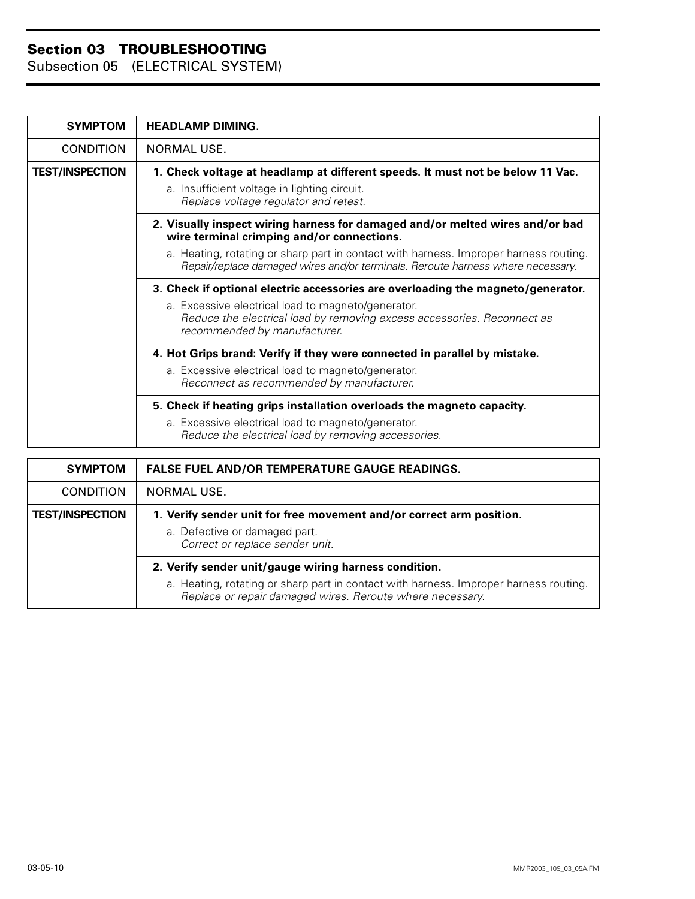# Section 03 TROUBLESHOOTING
## Subsection 05 (ELECTRICAL SYSTEM)

| SYMPTOM | HEADLAMP DIMING. |
|---|---|
| CONDITION | NORMAL USE. |
| **TEST/INSPECTION** | **1. Check voltage at headlamp at different speeds. It must not be below 11 Vac.**<br>a. Insufficient voltage in lighting circuit.<br>*Replace voltage regulator and retest.* |
| | **2. Visually inspect wiring harness for damaged and/or melted wires and/or bad wire terminal crimping and/or connections.**<br>a. Heating, rotating or sharp part in contact with harness. Improper harness routing.<br>*Repair/replace damaged wires and/or terminals. Reroute harness where necessary.* |
| | **3. Check if optional electric accessories are overloading the magneto/generator.**<br>a. Excessive electrical load to magneto/generator.<br>*Reduce the electrical load by removing excess accessories. Reconnect as recommended by manufacturer.* |
| | **4. Hot Grips brand: Verify if they were connected in parallel by mistake.**<br>a. Excessive electrical load to magneto/generator.<br>*Reconnect as recommended by manufacturer.* |
| | **5. Check if heating grips installation overloads the magneto capacity.**<br>a. Excessive electrical load to magneto/generator.<br>*Reduce the electrical load by removing accessories.* |

| SYMPTOM | FALSE FUEL AND/OR TEMPERATURE GAUGE READINGS. |
|---|---|
| CONDITION | NORMAL USE. |
| **TEST/INSPECTION** | **1. Verify sender unit for free movement and/or correct arm position.**<br>a. Defective or damaged part.<br>*Correct or replace sender unit.* |
| | **2. Verify sender unit/gauge wiring harness condition.**<br>a. Heating, rotating or sharp part in contact with harness. Improper harness routing.<br>*Replace or repair damaged wires. Reroute where necessary.* |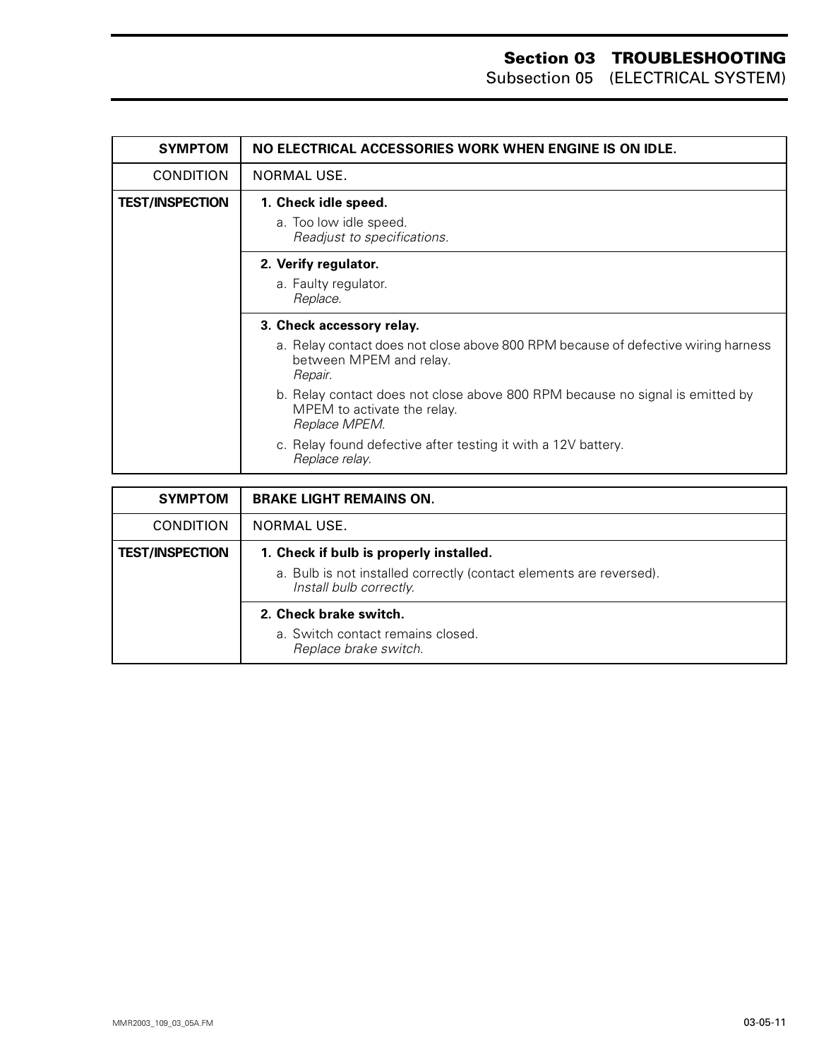| SYMPTOM | NO ELECTRICAL ACCESSORIES WORK WHEN ENGINE IS ON IDLE. |
|---|---|
| CONDITION | NORMAL USE. |
| TEST/INSPECTION | **1. Check idle speed.**<br>a. Too low idle speed.<br>*Readjust to specifications.* |
| | **2. Verify regulator.**<br>a. Faulty regulator.<br>*Replace.* |
| | **3. Check accessory relay.**<br>a. Relay contact does not close above 800 RPM because of defective wiring harness between MPEM and relay.<br>*Repair.*<br>b. Relay contact does not close above 800 RPM because no signal is emitted by MPEM to activate the relay.<br>*Replace MPEM.*<br>c. Relay found defective after testing it with a 12V battery.<br>*Replace relay.* |

| SYMPTOM | BRAKE LIGHT REMAINS ON. |
|---|---|
| CONDITION | NORMAL USE. |
| TEST/INSPECTION | **1. Check if bulb is properly installed.**<br>a. Bulb is not installed correctly (contact elements are reversed).<br>*Install bulb correctly.* |
| | **2. Check brake switch.**<br>a. Switch contact remains closed.<br>*Replace brake switch.* |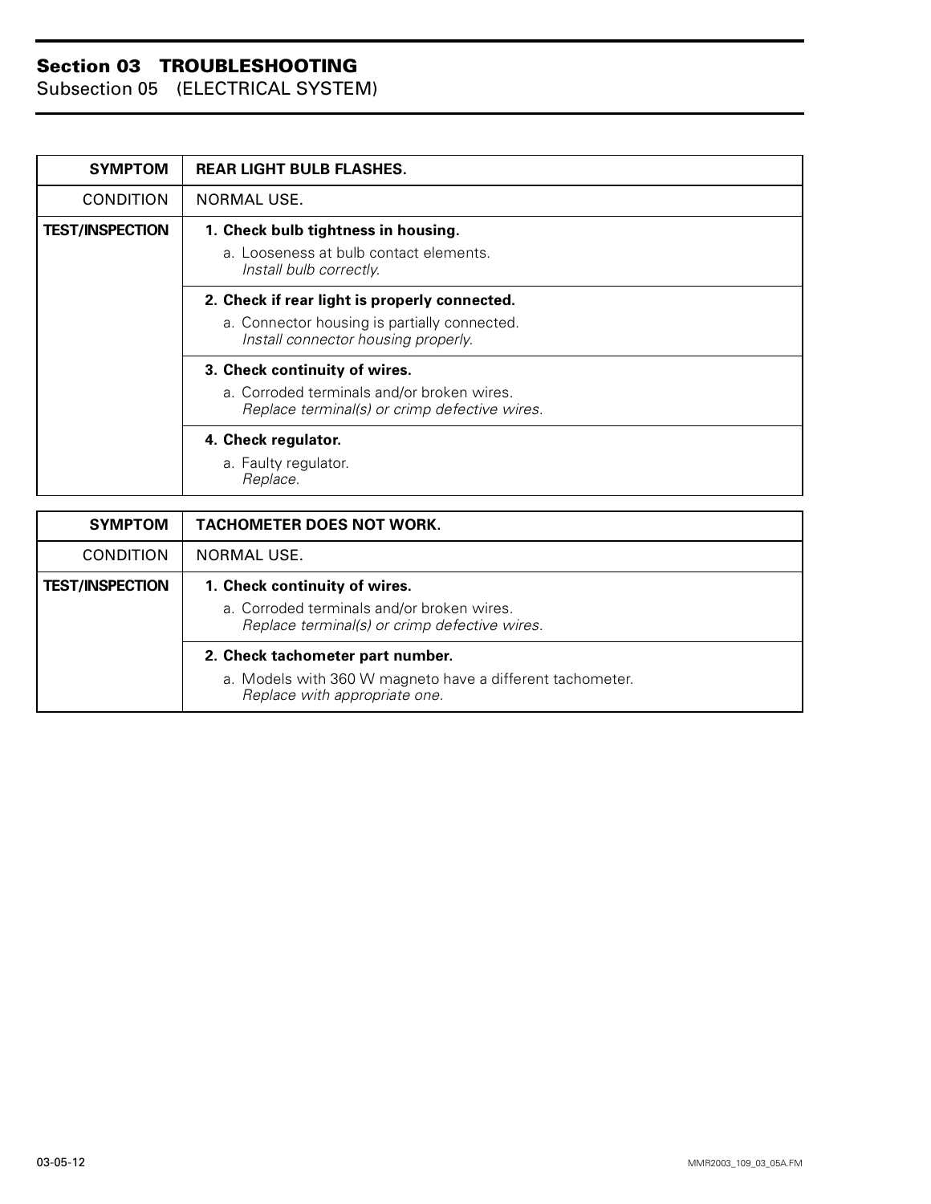| SYMPTOM | REAR LIGHT BULB FLASHES. |
|---|---|
| CONDITION | NORMAL USE. |
| TEST/INSPECTION | **1. Check bulb tightness in housing.**<br>a. Looseness at bulb contact elements.<br>*Install bulb correctly.* |
| | **2. Check if rear light is properly connected.**<br>a. Connector housing is partially connected.<br>*Install connector housing properly.* |
| | **3. Check continuity of wires.**<br>a. Corroded terminals and/or broken wires.<br>*Replace terminal(s) or crimp defective wires.* |
| | **4. Check regulator.**<br>a. Faulty regulator.<br>*Replace.* |

| SYMPTOM | TACHOMETER DOES NOT WORK. |
|---|---|
| CONDITION | NORMAL USE. |
| TEST/INSPECTION | **1. Check continuity of wires.**<br>a. Corroded terminals and/or broken wires.<br>*Replace terminal(s) or crimp defective wires.* |
| | **2. Check tachometer part number.**<br>a. Models with 360 W magneto have a different tachometer.<br>*Replace with appropriate one.* |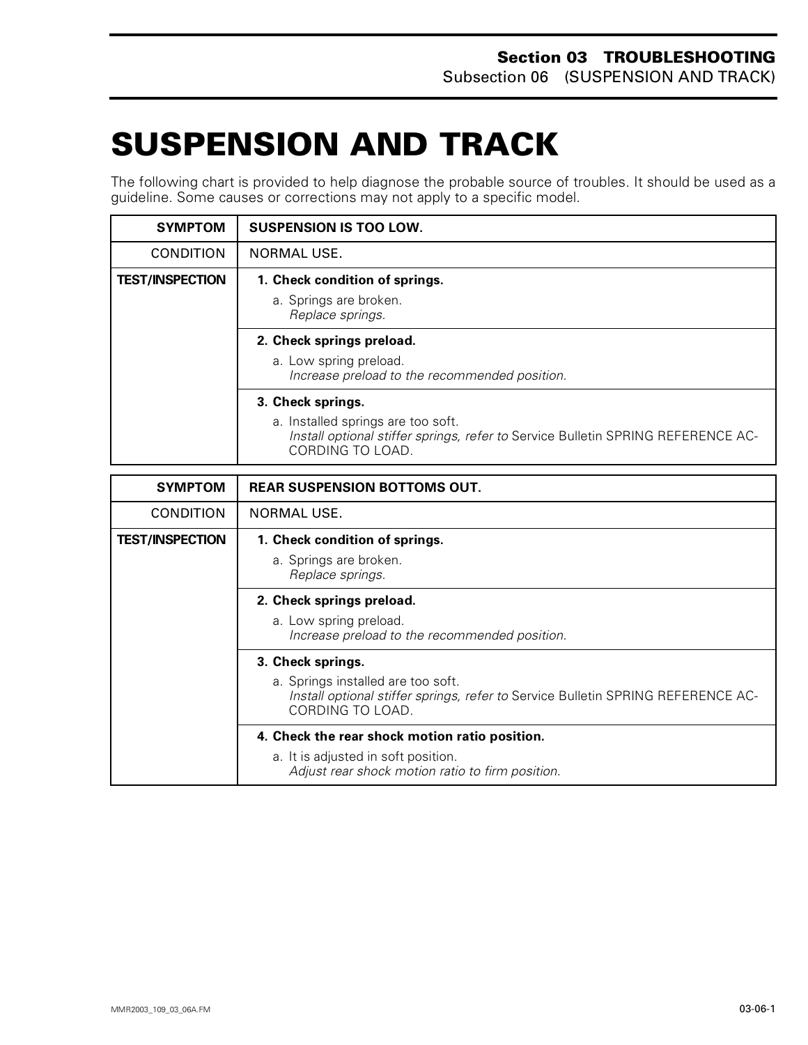Section 03 TROUBLESHOOTING
Subsection 06 (SUSPENSION AND TRACK)

# SUSPENSION AND TRACK

The following chart is provided to help diagnose the probable source of troubles. It should be used as a guideline. Some causes or corrections may not apply to a specific model.

| **SYMPTOM** | **SUSPENSION IS TOO LOW.** |
|---|---|
| CONDITION | NORMAL USE. |
| **TEST/INSPECTION** | **1. Check condition of springs.**<br>a. Springs are broken.<br>*Replace springs.* |
| | **2. Check springs preload.**<br>a. Low spring preload.<br>*Increase preload to the recommended position.* |
| | **3. Check springs.**<br>a. Installed springs are too soft.<br>*Install optional stiffer springs, refer to* Service Bulletin SPRING REFERENCE ACCORDING TO LOAD. |

| **SYMPTOM** | **REAR SUSPENSION BOTTOMS OUT.** |
|---|---|
| CONDITION | NORMAL USE. |
| **TEST/INSPECTION** | **1. Check condition of springs.**<br>a. Springs are broken.<br>*Replace springs.* |
| | **2. Check springs preload.**<br>a. Low spring preload.<br>*Increase preload to the recommended position.* |
| | **3. Check springs.**<br>a. Springs installed are too soft.<br>*Install optional stiffer springs, refer to* Service Bulletin SPRING REFERENCE ACCORDING TO LOAD. |
| | **4. Check the rear shock motion ratio position.**<br>a. It is adjusted in soft position.<br>*Adjust rear shock motion ratio to firm position.* |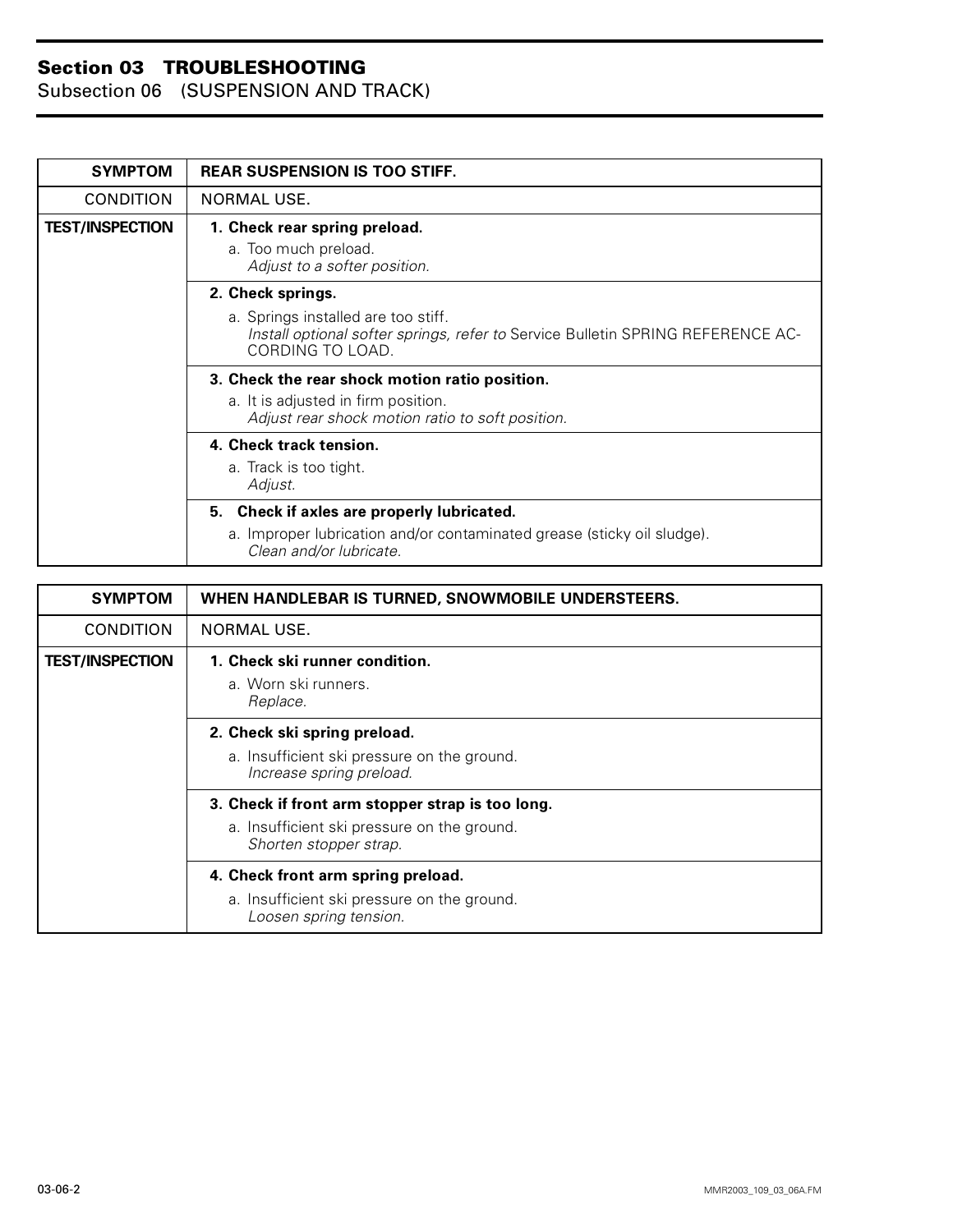## Section 03 TROUBLESHOOTING
Subsection 06 (SUSPENSION AND TRACK)

| **SYMPTOM** | **REAR SUSPENSION IS TOO STIFF.** |
|---|---|
| CONDITION | NORMAL USE. |
| **TEST/INSPECTION** | **1. Check rear spring preload.**<br>a. Too much preload.<br>*Adjust to a softer position.* |
| | **2. Check springs.**<br>a. Springs installed are too stiff.<br>*Install optional softer springs, refer to* Service Bulletin SPRING REFERENCE ACCORDING TO LOAD. |
| | **3. Check the rear shock motion ratio position.**<br>a. It is adjusted in firm position.<br>*Adjust rear shock motion ratio to soft position.* |
| | **4. Check track tension.**<br>a. Track is too tight.<br>*Adjust.* |
| | **5. Check if axles are properly lubricated.**<br>a. Improper lubrication and/or contaminated grease (sticky oil sludge).<br>*Clean and/or lubricate.* |

| **SYMPTOM** | **WHEN HANDLEBAR IS TURNED, SNOWMOBILE UNDERSTEERS.** |
|---|---|
| CONDITION | NORMAL USE. |
| **TEST/INSPECTION** | **1. Check ski runner condition.**<br>a. Worn ski runners.<br>*Replace.* |
| | **2. Check ski spring preload.**<br>a. Insufficient ski pressure on the ground.<br>*Increase spring preload.* |
| | **3. Check if front arm stopper strap is too long.**<br>a. Insufficient ski pressure on the ground.<br>*Shorten stopper strap.* |
| | **4. Check front arm spring preload.**<br>a. Insufficient ski pressure on the ground.<br>*Loosen spring tension.* |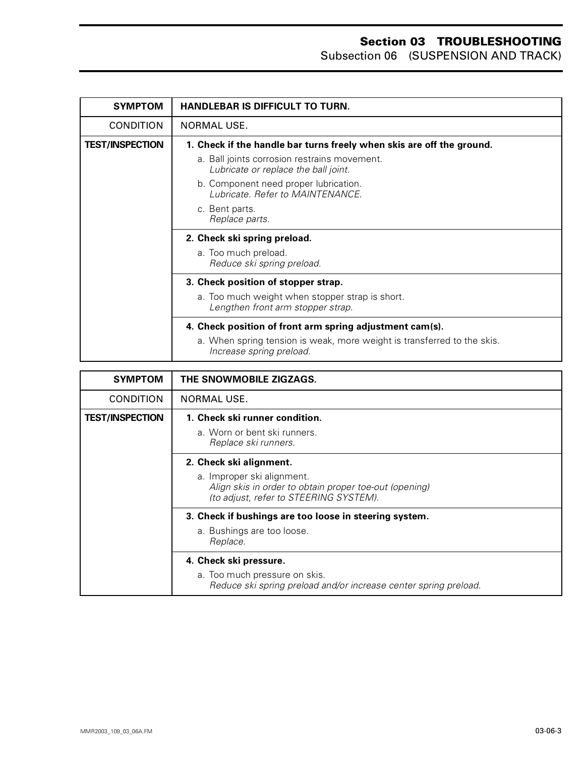| SYMPTOM | HANDLEBAR IS DIFFICULT TO TURN. |
|---|---|
| CONDITION | NORMAL USE. |
| TEST/INSPECTION | **1. Check if the handle bar turns freely when skis are off the ground.**<br>a. Ball joints corrosion restrains movement.<br>*Lubricate or replace the ball joint.*<br>b. Component need proper lubrication.<br>*Lubricate. Refer to MAINTENANCE.*<br>c. Bent parts.<br>*Replace parts.* |
| | **2. Check ski spring preload.**<br>a. Too much preload.<br>*Reduce ski spring preload.* |
| | **3. Check position of stopper strap.**<br>a. Too much weight when stopper strap is short.<br>*Lengthen front arm stopper strap.* |
| | **4. Check position of front arm spring adjustment cam(s).**<br>a. When spring tension is weak, more weight is transferred to the skis.<br>*Increase spring preload.* |

| SYMPTOM | THE SNOWMOBILE ZIGZAGS. |
|---|---|
| CONDITION | NORMAL USE. |
| TEST/INSPECTION | **1. Check ski runner condition.**<br>a. Worn or bent ski runners.<br>*Replace ski runners.* |
| | **2. Check ski alignment.**<br>a. Improper ski alignment.<br>*Align skis in order to obtain proper toe-out (opening) (to adjust, refer to STEERING SYSTEM).* |
| | **3. Check if bushings are too loose in steering system.**<br>a. Bushings are too loose.<br>*Replace.* |
| | **4. Check ski pressure.**<br>a. Too much pressure on skis.<br>*Reduce ski spring preload and/or increase center spring preload.* |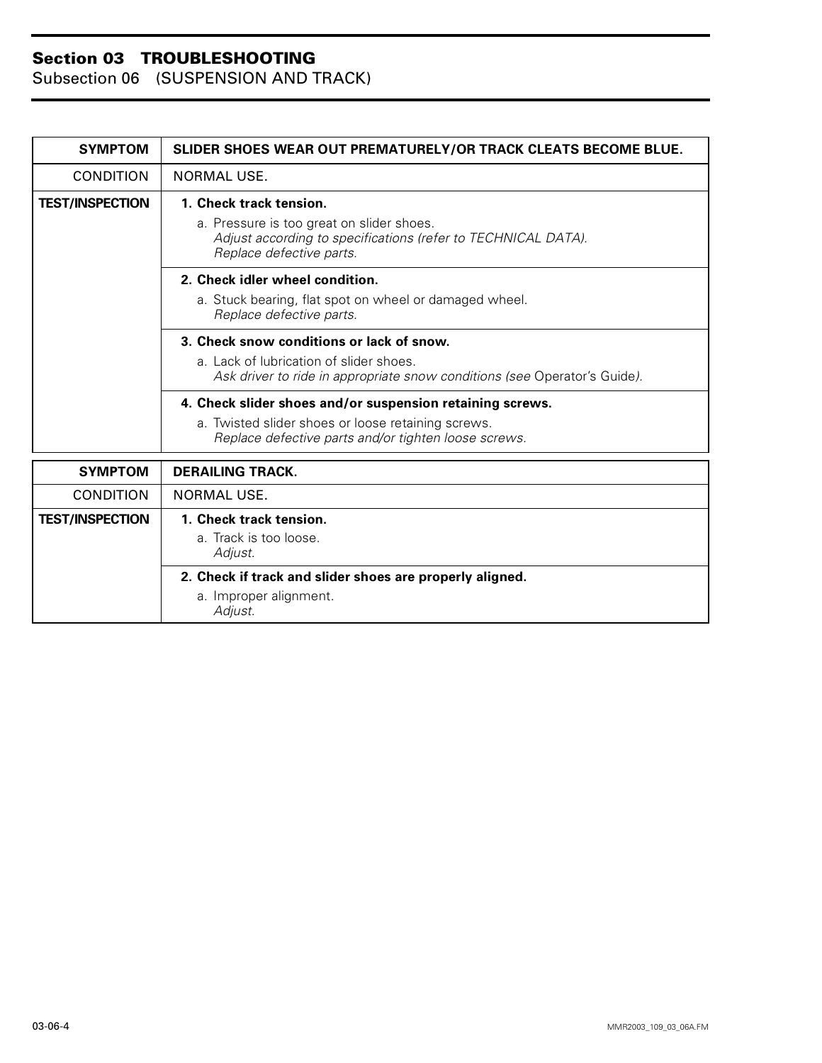| SYMPTOM | SLIDER SHOES WEAR OUT PREMATURELY/OR TRACK CLEATS BECOME BLUE. |
|---|---|
| CONDITION | NORMAL USE. |
| TEST/INSPECTION | **1. Check track tension.**<br>a. Pressure is too great on slider shoes.<br>*Adjust according to specifications (refer to TECHNICAL DATA).*<br>*Replace defective parts.* |
| | **2. Check idler wheel condition.**<br>a. Stuck bearing, flat spot on wheel or damaged wheel.<br>*Replace defective parts.* |
| | **3. Check snow conditions or lack of snow.**<br>a. Lack of lubrication of slider shoes.<br>*Ask driver to ride in appropriate snow conditions (see* Operator's Guide*).* |
| | **4. Check slider shoes and/or suspension retaining screws.**<br>a. Twisted slider shoes or loose retaining screws.<br>*Replace defective parts and/or tighten loose screws.* |

| SYMPTOM | DERAILING TRACK. |
|---|---|
| CONDITION | NORMAL USE. |
| TEST/INSPECTION | **1. Check track tension.**<br>a. Track is too loose.<br>*Adjust.* |
| | **2. Check if track and slider shoes are properly aligned.**<br>a. Improper alignment.<br>*Adjust.* |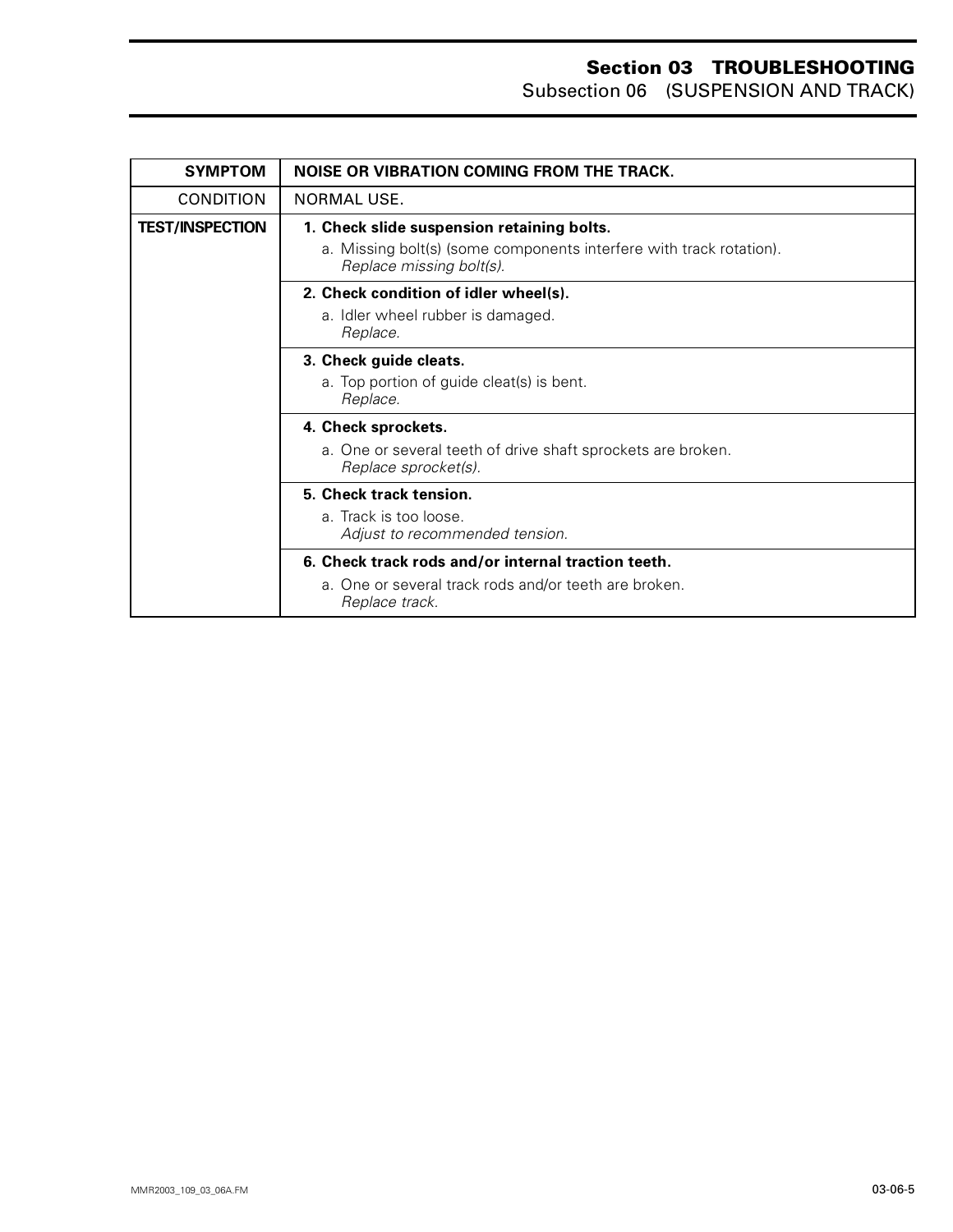| SYMPTOM | NOISE OR VIBRATION COMING FROM THE TRACK. |
|---|---|
| CONDITION | NORMAL USE. |
| TEST/INSPECTION | **1. Check slide suspension retaining bolts.**<br>a. Missing bolt(s) (some components interfere with track rotation).<br>*Replace missing bolt(s).* |
| | **2. Check condition of idler wheel(s).**<br>a. Idler wheel rubber is damaged.<br>*Replace.* |
| | **3. Check guide cleats.**<br>a. Top portion of guide cleat(s) is bent.<br>*Replace.* |
| | **4. Check sprockets.**<br>a. One or several teeth of drive shaft sprockets are broken.<br>*Replace sprocket(s).* |
| | **5. Check track tension.**<br>a. Track is too loose.<br>*Adjust to recommended tension.* |
| | **6. Check track rods and/or internal traction teeth.**<br>a. One or several track rods and/or teeth are broken.<br>*Replace track.* |